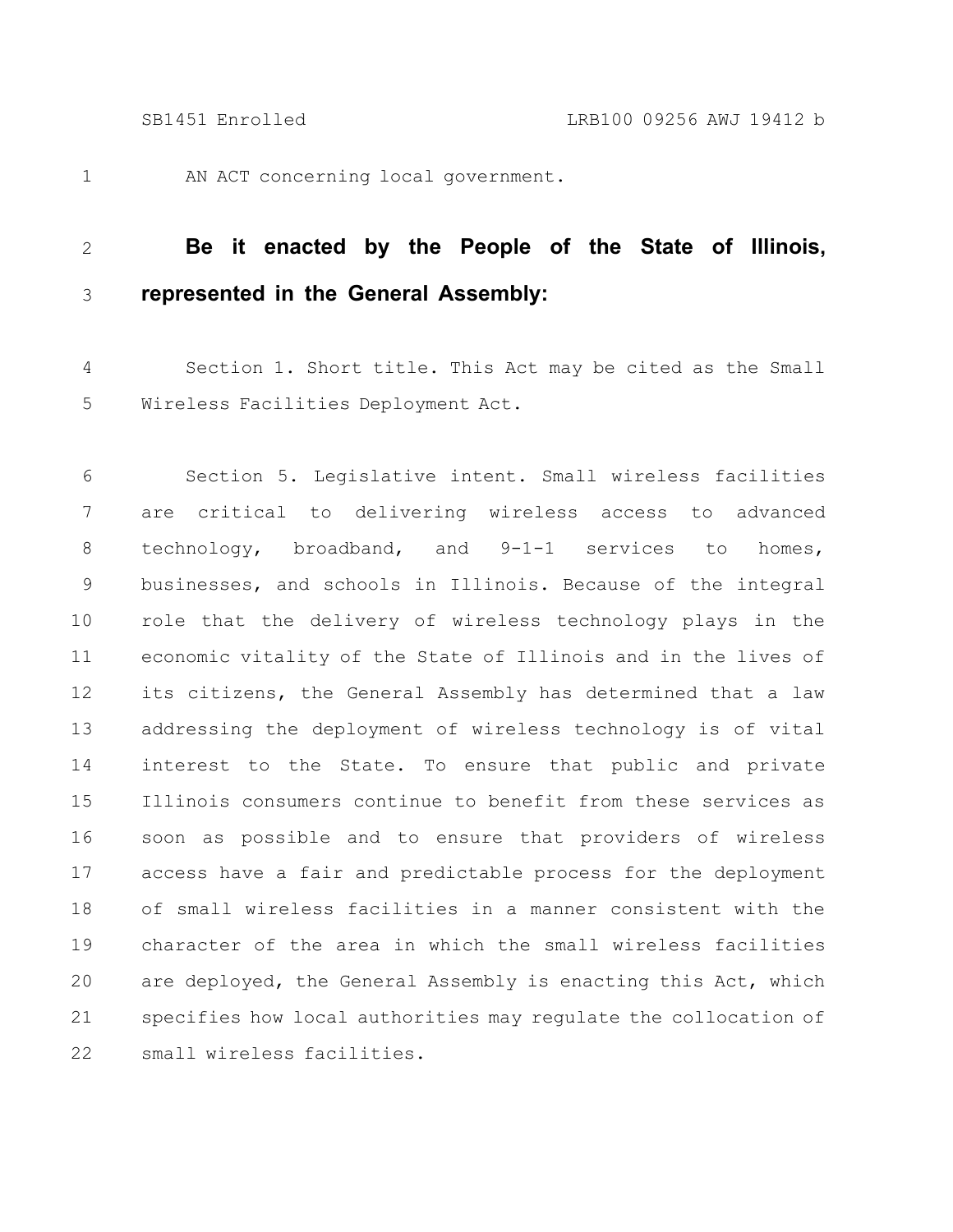AN ACT concerning local government.

**Be it enacted by the People of the State of Illinois, represented in the General Assembly:**

Section 1. Short title. This Act may be cited as the Small Wireless Facilities Deployment Act.

Section 5. Legislative intent. Small wireless facilities are critical to delivering wireless access to advanced technology, broadband, and 9-1-1 services to homes, businesses, and schools in Illinois. Because of the integral role that the delivery of wireless technology plays in the economic vitality of the State of Illinois and in the lives of its citizens, the General Assembly has determined that a law addressing the deployment of wireless technology is of vital interest to the State. To ensure that public and private Illinois consumers continue to benefit from these services as soon as possible and to ensure that providers of wireless access have a fair and predictable process for the deployment of small wireless facilities in a manner consistent with the character of the area in which the small wireless facilities are deployed, the General Assembly is enacting this Act, which specifies how local authorities may regulate the collocation of small wireless facilities.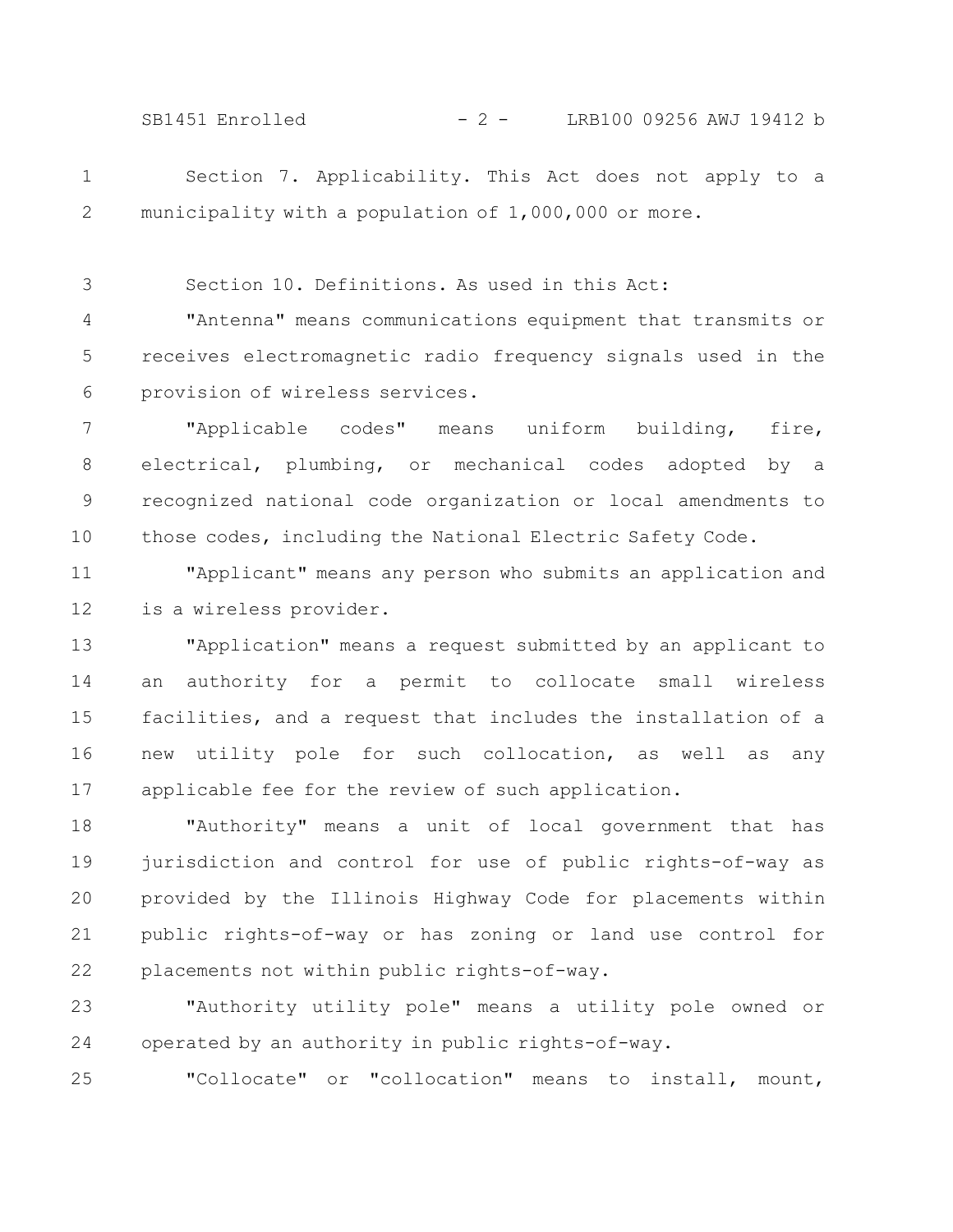Section 7. Applicability. This Act does not apply to a municipality with a population of 1,000,000 or more.

Section 10. Definitions. As used in this Act:

"Antenna" means communications equipment that transmits or receives electromagnetic radio frequency signals used in the provision of wireless services.

"Applicable codes" means uniform building, fire, electrical, plumbing, or mechanical codes adopted by a recognized national code organization or local amendments to those codes, including the National Electric Safety Code.

"Applicant" means any person who submits an application and is a wireless provider.

"Application" means a request submitted by an applicant to an authority for a permit to collocate small wireless facilities, and a request that includes the installation of a new utility pole for such collocation, as well as any applicable fee for the review of such application.

"Authority" means a unit of local government that has jurisdiction and control for use of public rights-of-way as provided by the Illinois Highway Code for placements within public rights-of-way or has zoning or land use control for placements not within public rights-of-way.

"Authority utility pole" means a utility pole owned or operated by an authority in public rights-of-way.

"Collocate" or "collocation" means to install, mount,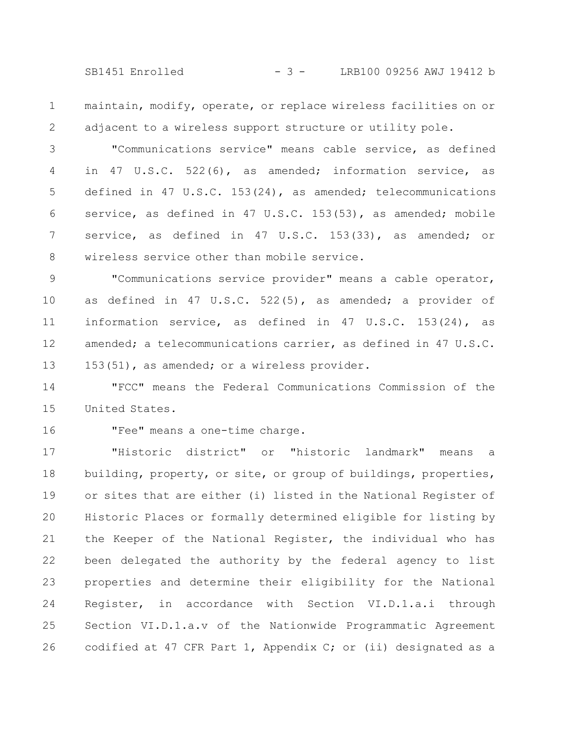maintain, modify, operate, or replace wireless facilities on or adjacent to a wireless support structure or utility pole.

"Communications service" means cable service, as defined in 47 U.S.C. 522(6), as amended; information service, as defined in 47 U.S.C. 153(24), as amended; telecommunications service, as defined in 47 U.S.C. 153(53), as amended; mobile service, as defined in 47 U.S.C. 153(33), as amended; or wireless service other than mobile service.

"Communications service provider" means a cable operator, as defined in 47 U.S.C. 522(5), as amended; a provider of information service, as defined in 47 U.S.C. 153(24), as amended; a telecommunications carrier, as defined in 47 U.S.C. 153(51), as amended; or a wireless provider.

"FCC" means the Federal Communications Commission of the United States.

"Fee" means a one-time charge.

"Historic district" or "historic landmark" means a building, property, or site, or group of buildings, properties, or sites that are either (i) listed in the National Register of Historic Places or formally determined eligible for listing by the Keeper of the National Register, the individual who has been delegated the authority by the federal agency to list properties and determine their eligibility for the National Register, in accordance with Section VI.D.1.a.i through Section VI.D.1.a.v of the Nationwide Programmatic Agreement codified at 47 CFR Part 1, Appendix C; or (ii) designated as a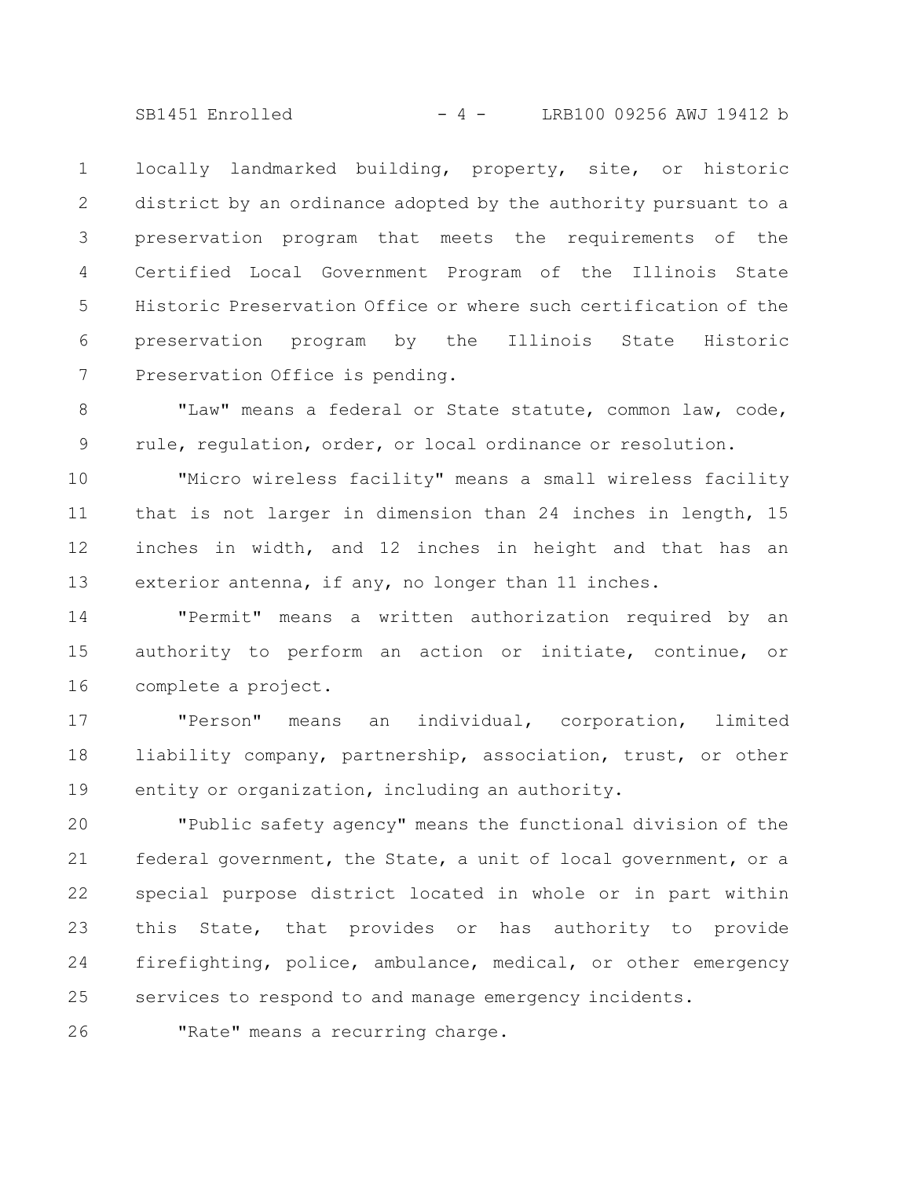locally landmarked building, property, site, or historic district by an ordinance adopted by the authority pursuant to a preservation program that meets the requirements of the Certified Local Government Program of the Illinois State Historic Preservation Office or where such certification of the preservation program by the Illinois State Historic Preservation Office is pending.

"Law" means a federal or State statute, common law, code, rule, regulation, order, or local ordinance or resolution.

"Micro wireless facility" means a small wireless facility that is not larger in dimension than 24 inches in length, 15 inches in width, and 12 inches in height and that has an exterior antenna, if any, no longer than 11 inches.

"Permit" means a written authorization required by an authority to perform an action or initiate, continue, or complete a project.

"Person" means an individual, corporation, limited liability company, partnership, association, trust, or other entity or organization, including an authority.

"Public safety agency" means the functional division of the federal government, the State, a unit of local government, or a special purpose district located in whole or in part within this State, that provides or has authority to provide firefighting, police, ambulance, medical, or other emergency services to respond to and manage emergency incidents.

"Rate" means a recurring charge.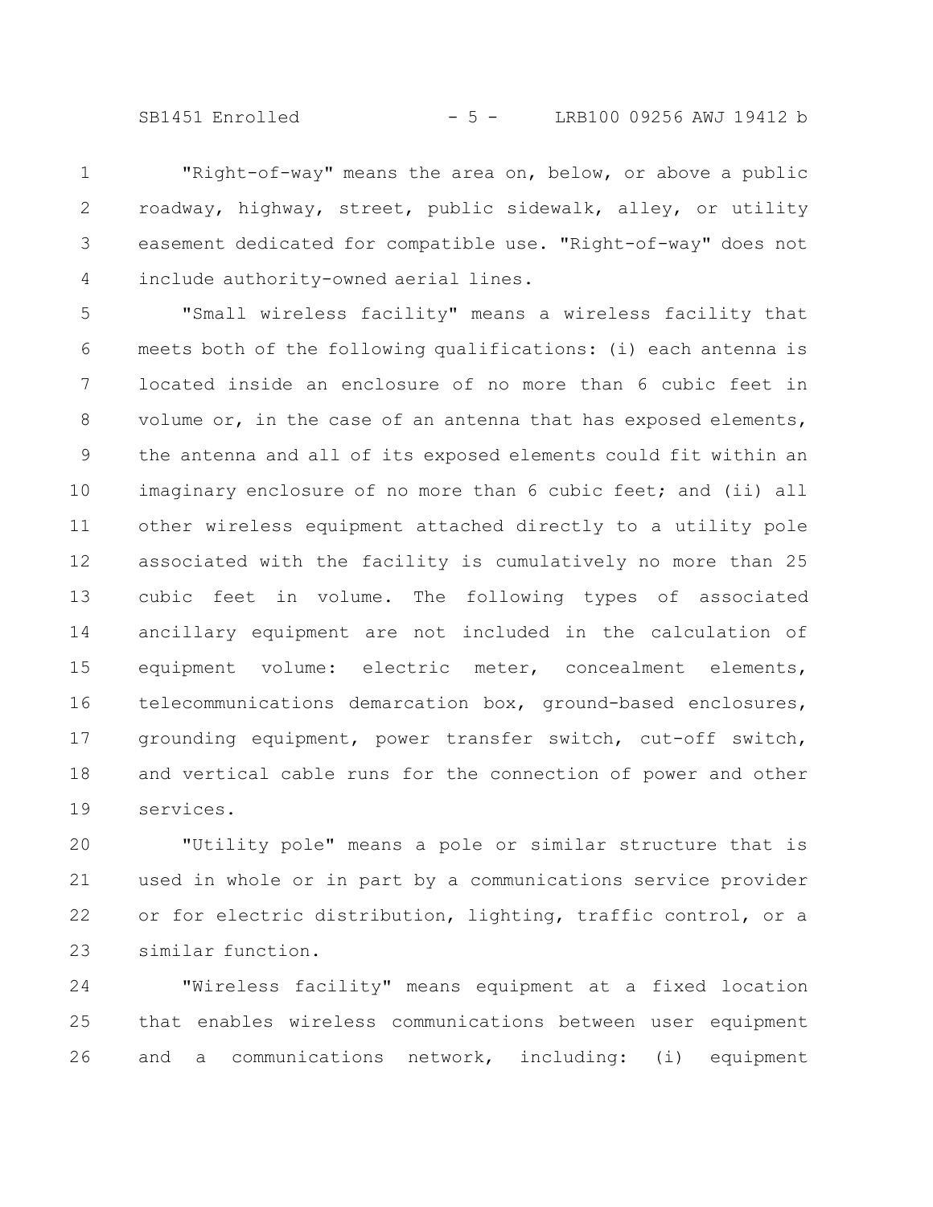"Right-of-way" means the area on, below, or above a public roadway, highway, street, public sidewalk, alley, or utility easement dedicated for compatible use. "Right-of-way" does not include authority-owned aerial lines.

"Small wireless facility" means a wireless facility that meets both of the following qualifications: (i) each antenna is located inside an enclosure of no more than 6 cubic feet in volume or, in the case of an antenna that has exposed elements, the antenna and all of its exposed elements could fit within an imaginary enclosure of no more than 6 cubic feet; and (ii) all other wireless equipment attached directly to a utility pole associated with the facility is cumulatively no more than 25 cubic feet in volume. The following types of associated ancillary equipment are not included in the calculation of equipment volume: electric meter, concealment elements, telecommunications demarcation box, ground-based enclosures, grounding equipment, power transfer switch, cut-off switch, and vertical cable runs for the connection of power and other services.

"Utility pole" means a pole or similar structure that is used in whole or in part by a communications service provider or for electric distribution, lighting, traffic control, or a similar function.

"Wireless facility" means equipment at a fixed location that enables wireless communications between user equipment and a communications network, including: (i) equipment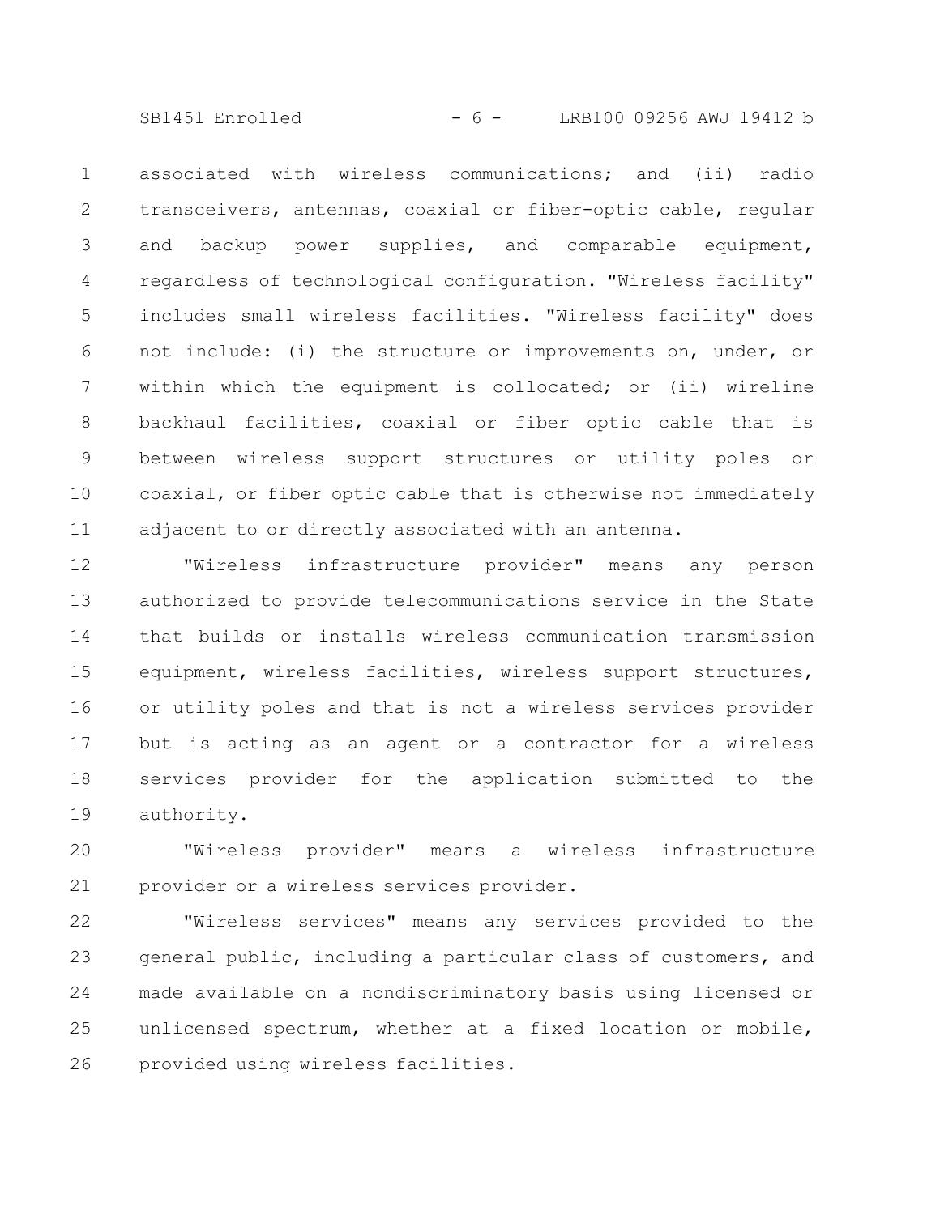associated with wireless communications; and (ii) radio transceivers, antennas, coaxial or fiber-optic cable, regular and backup power supplies, and comparable equipment, regardless of technological configuration. "Wireless facility" includes small wireless facilities. "Wireless facility" does not include: (i) the structure or improvements on, under, or within which the equipment is collocated; or (ii) wireline backhaul facilities, coaxial or fiber optic cable that is between wireless support structures or utility poles or coaxial, or fiber optic cable that is otherwise not immediately adjacent to or directly associated with an antenna.

"Wireless infrastructure provider" means any person authorized to provide telecommunications service in the State that builds or installs wireless communication transmission equipment, wireless facilities, wireless support structures, or utility poles and that is not a wireless services provider but is acting as an agent or a contractor for a wireless services provider for the application submitted to the authority.

"Wireless provider" means a wireless infrastructure provider or a wireless services provider.

"Wireless services" means any services provided to the general public, including a particular class of customers, and made available on a nondiscriminatory basis using licensed or unlicensed spectrum, whether at a fixed location or mobile, provided using wireless facilities.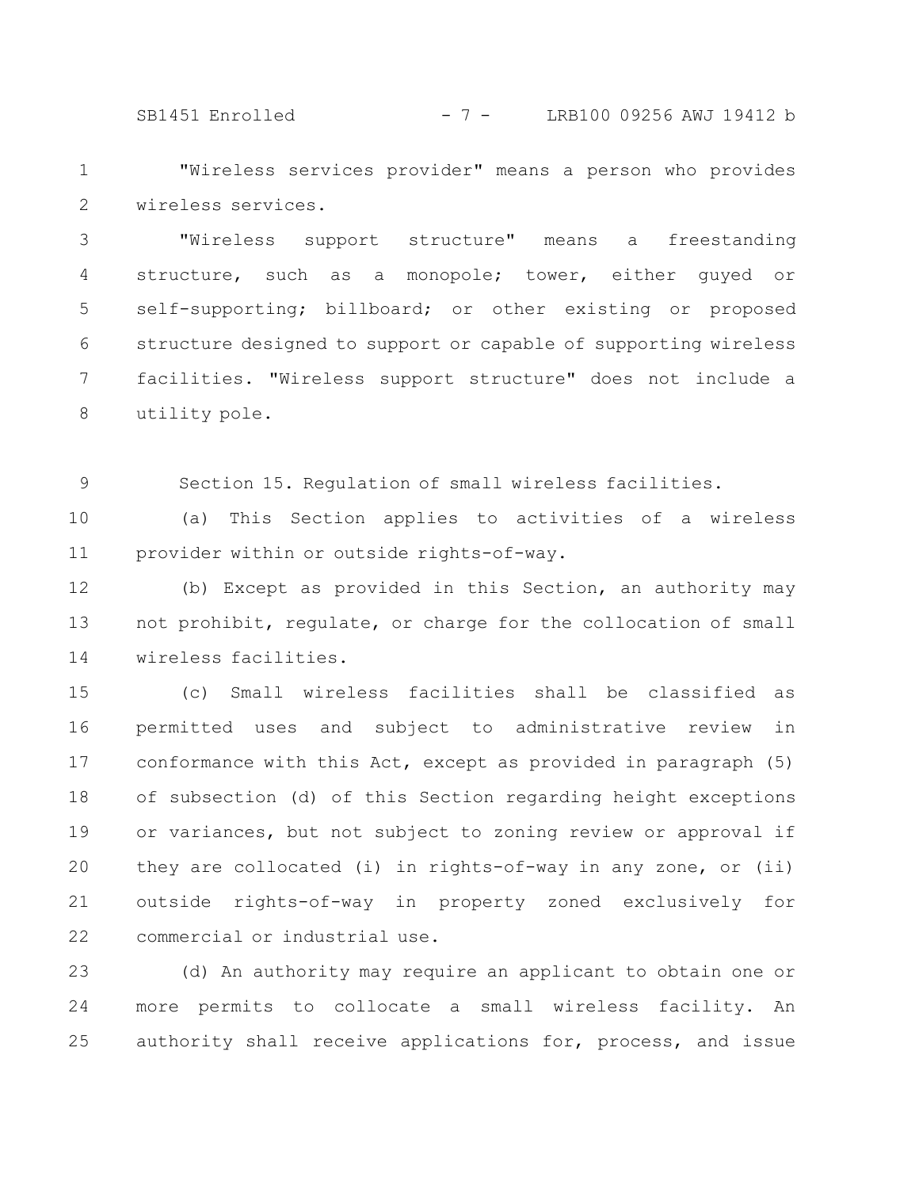"Wireless services provider" means a person who provides wireless services.

"Wireless support structure" means a freestanding structure, such as a monopole; tower, either guyed or self-supporting; billboard; or other existing or proposed structure designed to support or capable of supporting wireless facilities. "Wireless support structure" does not include a utility pole.

Section 15. Regulation of small wireless facilities.

(a) This Section applies to activities of a wireless provider within or outside rights-of-way.

(b) Except as provided in this Section, an authority may not prohibit, regulate, or charge for the collocation of small wireless facilities.

(c) Small wireless facilities shall be classified as permitted uses and subject to administrative review in conformance with this Act, except as provided in paragraph (5) of subsection (d) of this Section regarding height exceptions or variances, but not subject to zoning review or approval if they are collocated (i) in rights-of-way in any zone, or (ii) outside rights-of-way in property zoned exclusively for commercial or industrial use.

(d) An authority may require an applicant to obtain one or more permits to collocate a small wireless facility. An authority shall receive applications for, process, and issue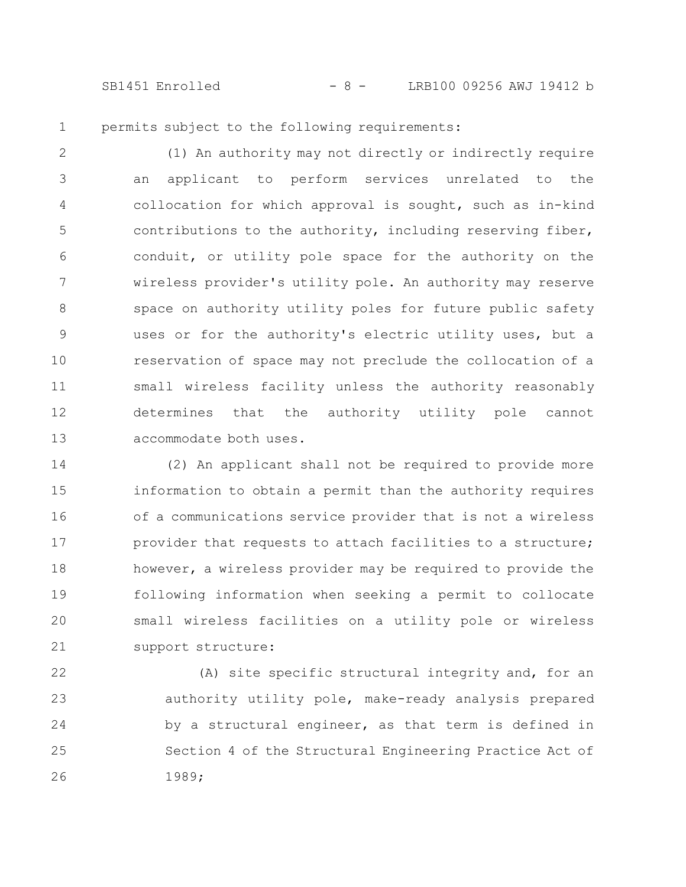permits subject to the following requirements:

(1) An authority may not directly or indirectly require an applicant to perform services unrelated to the collocation for which approval is sought, such as in-kind contributions to the authority, including reserving fiber, conduit, or utility pole space for the authority on the wireless provider's utility pole. An authority may reserve space on authority utility poles for future public safety uses or for the authority's electric utility uses, but a reservation of space may not preclude the collocation of a small wireless facility unless the authority reasonably determines that the authority utility pole cannot accommodate both uses.

(2) An applicant shall not be required to provide more information to obtain a permit than the authority requires of a communications service provider that is not a wireless provider that requests to attach facilities to a structure; however, a wireless provider may be required to provide the following information when seeking a permit to collocate small wireless facilities on a utility pole or wireless support structure:

(A) site specific structural integrity and, for an authority utility pole, make-ready analysis prepared by a structural engineer, as that term is defined in Section 4 of the Structural Engineering Practice Act of 1989;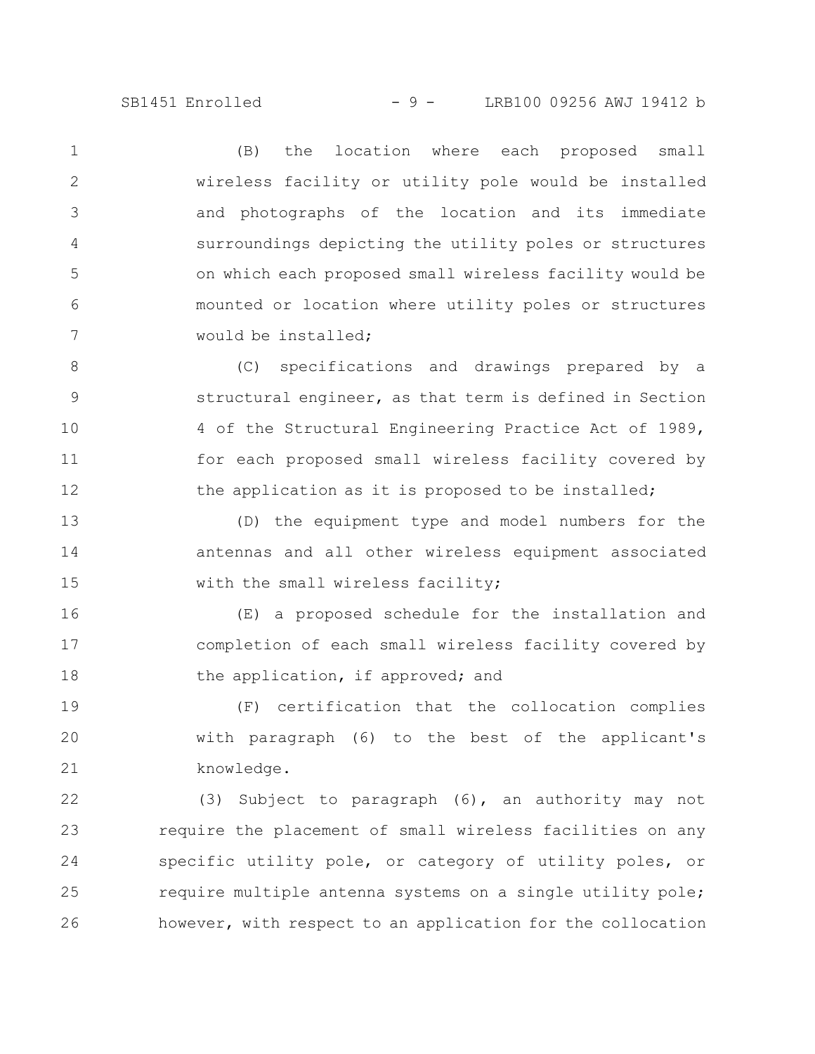(B) the location where each proposed small wireless facility or utility pole would be installed and photographs of the location and its immediate surroundings depicting the utility poles or structures on which each proposed small wireless facility would be mounted or location where utility poles or structures would be installed;

(C) specifications and drawings prepared by a structural engineer, as that term is defined in Section 4 of the Structural Engineering Practice Act of 1989, for each proposed small wireless facility covered by the application as it is proposed to be installed;

(D) the equipment type and model numbers for the antennas and all other wireless equipment associated with the small wireless facility;

(E) a proposed schedule for the installation and completion of each small wireless facility covered by the application, if approved; and

(F) certification that the collocation complies with paragraph (6) to the best of the applicant's knowledge.

(3) Subject to paragraph (6), an authority may not require the placement of small wireless facilities on any specific utility pole, or category of utility poles, or require multiple antenna systems on a single utility pole; however, with respect to an application for the collocation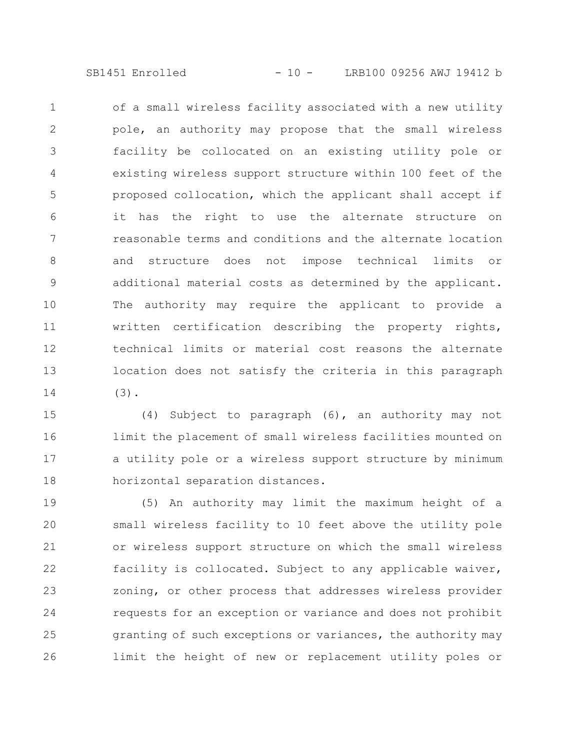of a small wireless facility associated with a new utility pole, an authority may propose that the small wireless facility be collocated on an existing utility pole or existing wireless support structure within 100 feet of the proposed collocation, which the applicant shall accept if it has the right to use the alternate structure on reasonable terms and conditions and the alternate location and structure does not impose technical limits or additional material costs as determined by the applicant. The authority may require the applicant to provide a written certification describing the property rights, technical limits or material cost reasons the alternate location does not satisfy the criteria in this paragraph (3).

(4) Subject to paragraph (6), an authority may not limit the placement of small wireless facilities mounted on a utility pole or a wireless support structure by minimum horizontal separation distances.

(5) An authority may limit the maximum height of a small wireless facility to 10 feet above the utility pole or wireless support structure on which the small wireless facility is collocated. Subject to any applicable waiver, zoning, or other process that addresses wireless provider requests for an exception or variance and does not prohibit granting of such exceptions or variances, the authority may limit the height of new or replacement utility poles or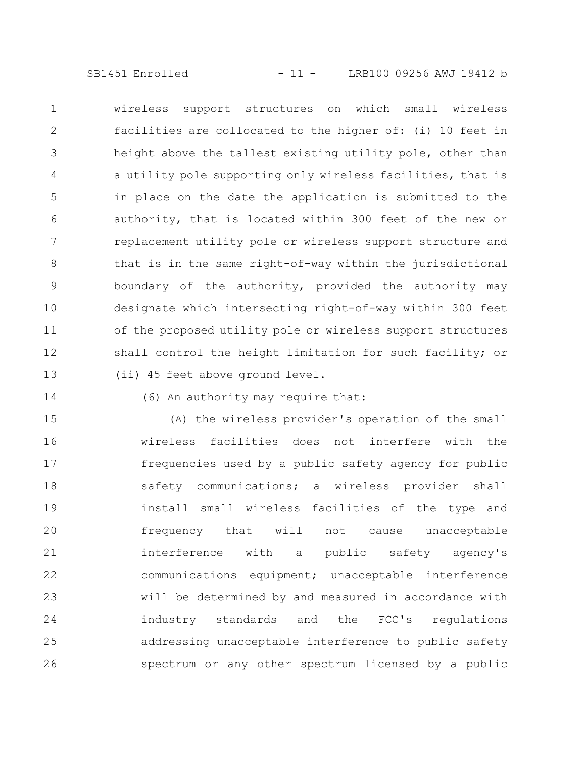wireless support structures on which small wireless facilities are collocated to the higher of: (i) 10 feet in height above the tallest existing utility pole, other than a utility pole supporting only wireless facilities, that is in place on the date the application is submitted to the authority, that is located within 300 feet of the new or replacement utility pole or wireless support structure and that is in the same right-of-way within the jurisdictional boundary of the authority, provided the authority may designate which intersecting right-of-way within 300 feet of the proposed utility pole or wireless support structures shall control the height limitation for such facility; or (ii) 45 feet above ground level.

(6) An authority may require that:

(A) the wireless provider's operation of the small wireless facilities does not interfere with the frequencies used by a public safety agency for public safety communications; a wireless provider shall install small wireless facilities of the type and frequency that will not cause unacceptable interference with a public safety agency's communications equipment; unacceptable interference will be determined by and measured in accordance with industry standards and the FCC's regulations addressing unacceptable interference to public safety spectrum or any other spectrum licensed by a public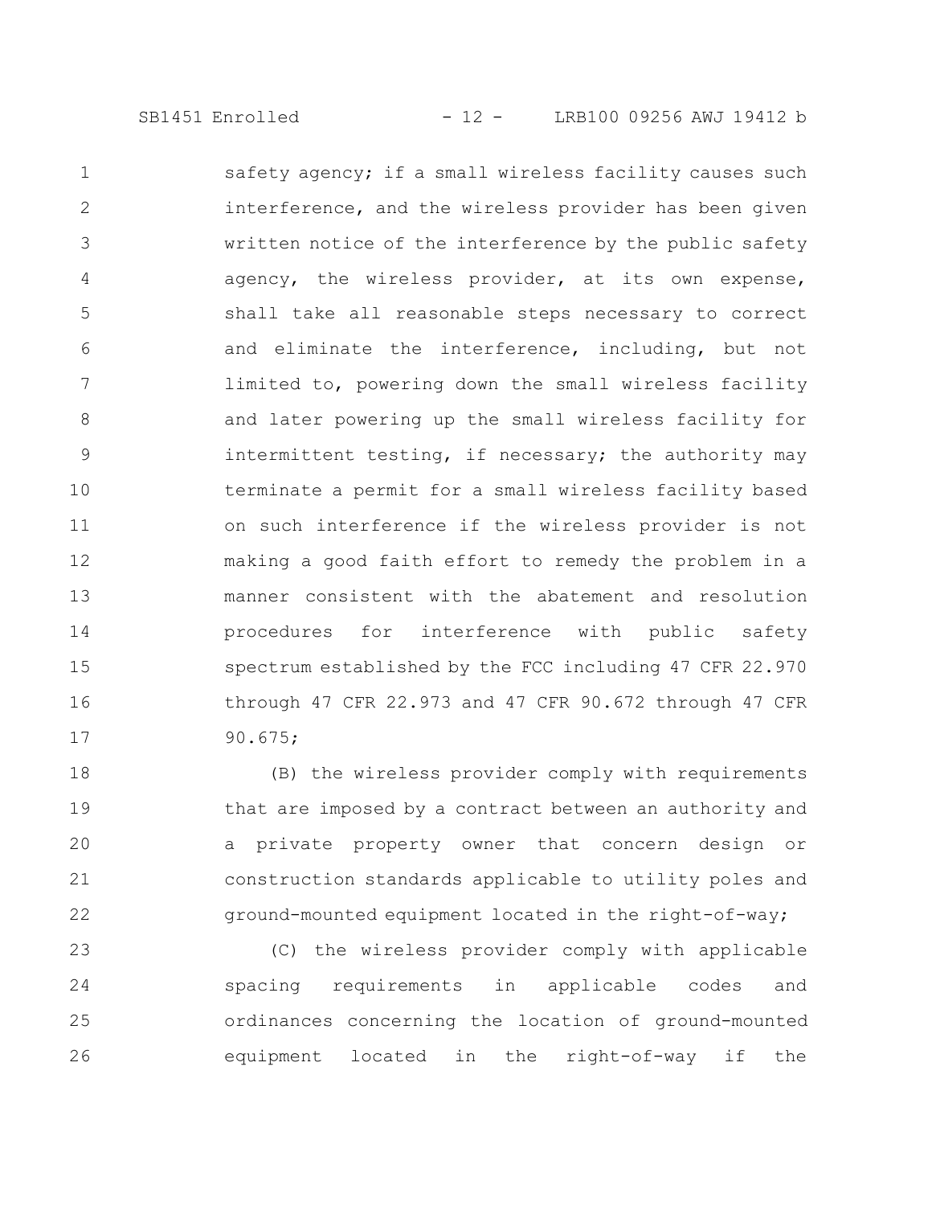safety agency; if a small wireless facility causes such interference, and the wireless provider has been given written notice of the interference by the public safety agency, the wireless provider, at its own expense, shall take all reasonable steps necessary to correct and eliminate the interference, including, but not limited to, powering down the small wireless facility and later powering up the small wireless facility for intermittent testing, if necessary; the authority may terminate a permit for a small wireless facility based on such interference if the wireless provider is not making a good faith effort to remedy the problem in a manner consistent with the abatement and resolution procedures for interference with public safety spectrum established by the FCC including 47 CFR 22.970 through 47 CFR 22.973 and 47 CFR 90.672 through 47 CFR 90.675;

(B) the wireless provider comply with requirements that are imposed by a contract between an authority and a private property owner that concern design or construction standards applicable to utility poles and ground-mounted equipment located in the right-of-way;

(C) the wireless provider comply with applicable spacing requirements in applicable codes and ordinances concerning the location of ground-mounted equipment located in the right-of-way if the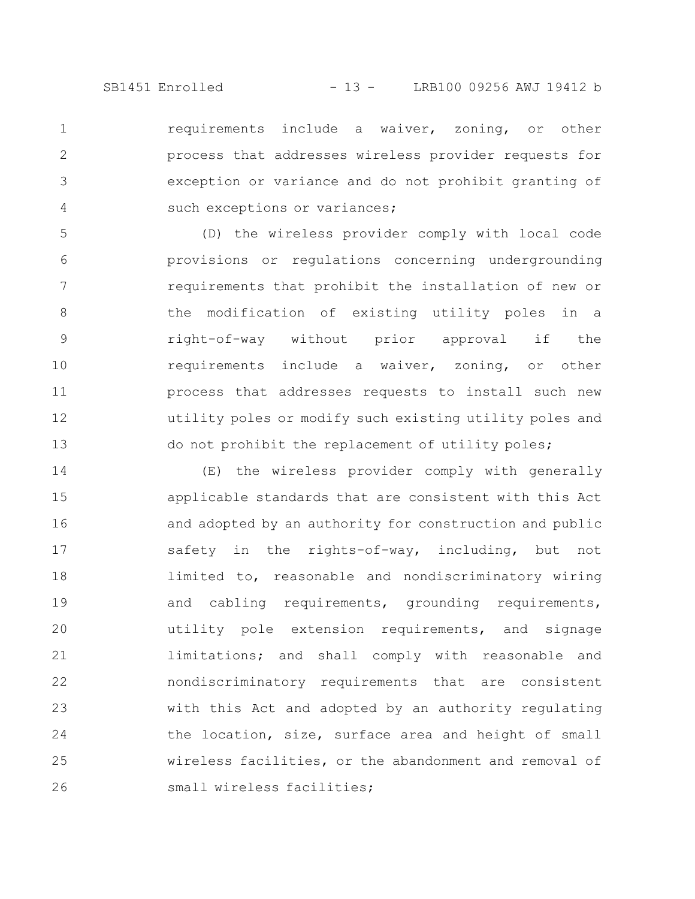requirements include a waiver, zoning, or other process that addresses wireless provider requests for exception or variance and do not prohibit granting of such exceptions or variances;

(D) the wireless provider comply with local code provisions or regulations concerning undergrounding requirements that prohibit the installation of new or the modification of existing utility poles in a right-of-way without prior approval if the requirements include a waiver, zoning, or other process that addresses requests to install such new utility poles or modify such existing utility poles and do not prohibit the replacement of utility poles;

(E) the wireless provider comply with generally applicable standards that are consistent with this Act and adopted by an authority for construction and public safety in the rights-of-way, including, but not limited to, reasonable and nondiscriminatory wiring and cabling requirements, grounding requirements, utility pole extension requirements, and signage limitations; and shall comply with reasonable and nondiscriminatory requirements that are consistent with this Act and adopted by an authority regulating the location, size, surface area and height of small wireless facilities, or the abandonment and removal of small wireless facilities;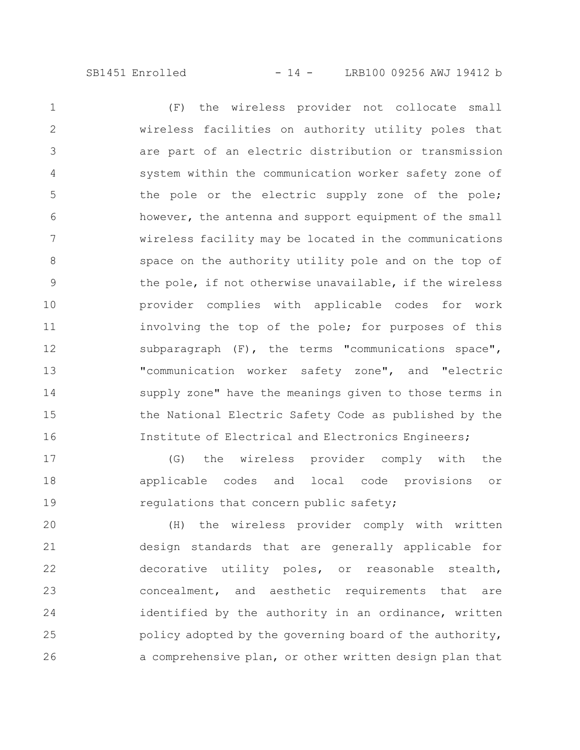(F) the wireless provider not collocate small wireless facilities on authority utility poles that are part of an electric distribution or transmission system within the communication worker safety zone of the pole or the electric supply zone of the pole; however, the antenna and support equipment of the small wireless facility may be located in the communications space on the authority utility pole and on the top of the pole, if not otherwise unavailable, if the wireless provider complies with applicable codes for work involving the top of the pole; for purposes of this subparagraph (F), the terms "communications space", "communication worker safety zone", and "electric supply zone" have the meanings given to those terms in the National Electric Safety Code as published by the Institute of Electrical and Electronics Engineers;

(G) the wireless provider comply with the applicable codes and local code provisions or regulations that concern public safety;

(H) the wireless provider comply with written design standards that are generally applicable for decorative utility poles, or reasonable stealth, concealment, and aesthetic requirements that are identified by the authority in an ordinance, written policy adopted by the governing board of the authority, a comprehensive plan, or other written design plan that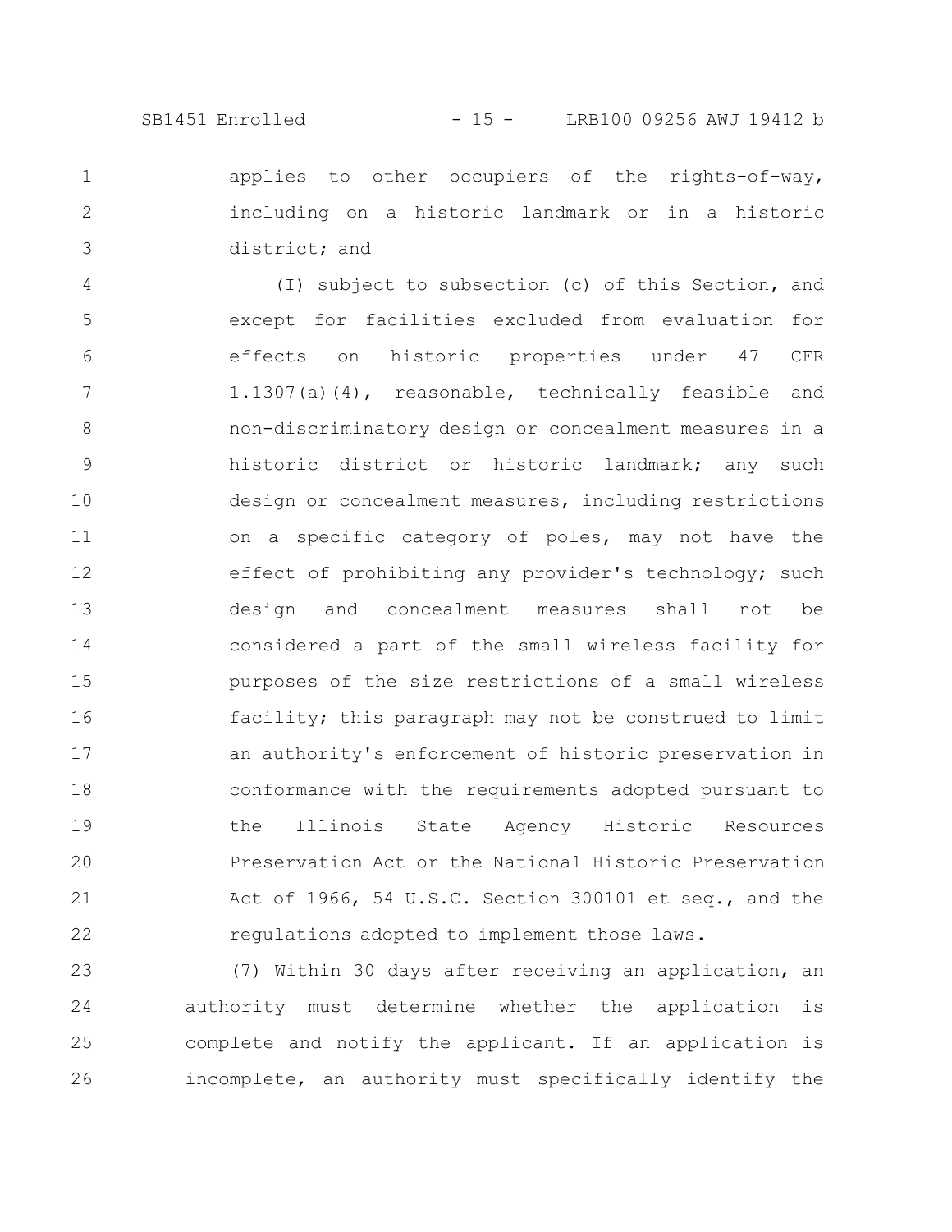applies to other occupiers of the rights-of-way, including on a historic landmark or in a historic district; and

(I) subject to subsection (c) of this Section, and except for facilities excluded from evaluation for effects on historic properties under 47 CFR 1.1307(a)(4), reasonable, technically feasible and non-discriminatory design or concealment measures in a historic district or historic landmark; any such design or concealment measures, including restrictions on a specific category of poles, may not have the effect of prohibiting any provider's technology; such design and concealment measures shall not be considered a part of the small wireless facility for purposes of the size restrictions of a small wireless facility; this paragraph may not be construed to limit an authority's enforcement of historic preservation in conformance with the requirements adopted pursuant to the Illinois State Agency Historic Resources Preservation Act or the National Historic Preservation Act of 1966, 54 U.S.C. Section 300101 et seq., and the regulations adopted to implement those laws.

(7) Within 30 days after receiving an application, an authority must determine whether the application is complete and notify the applicant. If an application is incomplete, an authority must specifically identify the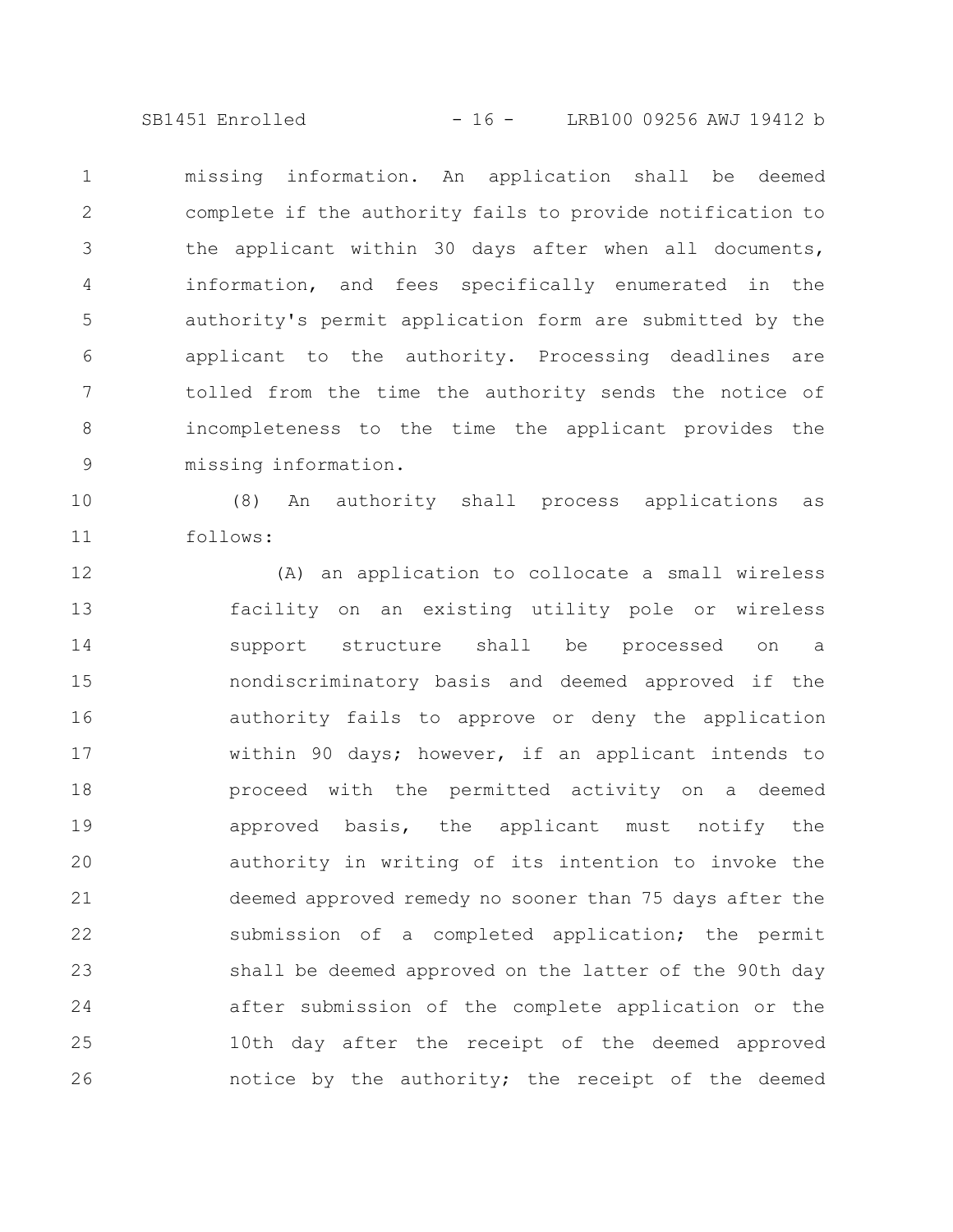missing information. An application shall be deemed complete if the authority fails to provide notification to the applicant within 30 days after when all documents, information, and fees specifically enumerated in the authority's permit application form are submitted by the applicant to the authority. Processing deadlines are tolled from the time the authority sends the notice of incompleteness to the time the applicant provides the missing information.

(8) An authority shall process applications as follows:

(A) an application to collocate a small wireless facility on an existing utility pole or wireless support structure shall be processed on a nondiscriminatory basis and deemed approved if the authority fails to approve or deny the application within 90 days; however, if an applicant intends to proceed with the permitted activity on a deemed approved basis, the applicant must notify the authority in writing of its intention to invoke the deemed approved remedy no sooner than 75 days after the submission of a completed application; the permit shall be deemed approved on the latter of the 90th day after submission of the complete application or the 10th day after the receipt of the deemed approved notice by the authority; the receipt of the deemed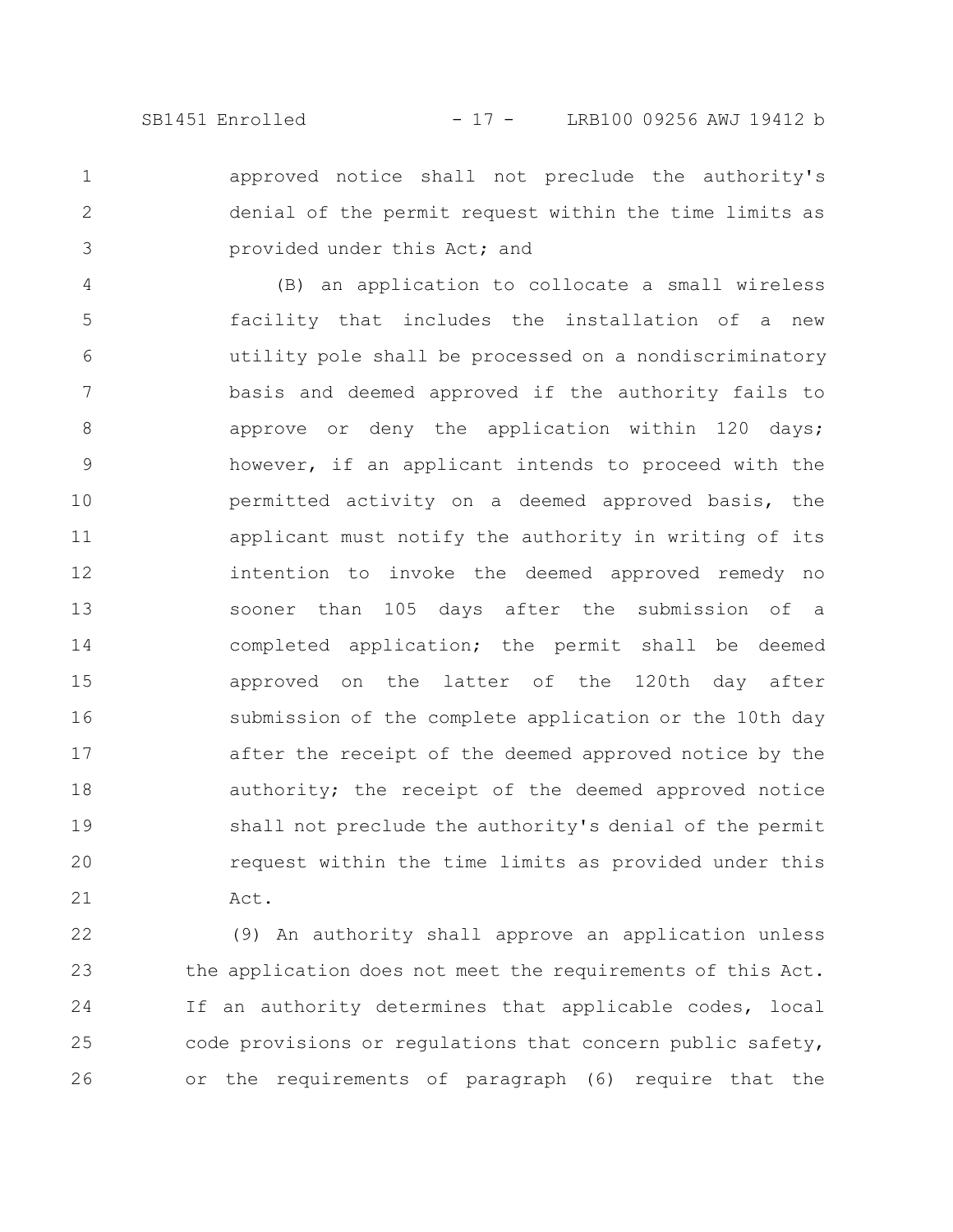approved notice shall not preclude the authority's denial of the permit request within the time limits as provided under this Act; and

(B) an application to collocate a small wireless facility that includes the installation of a new utility pole shall be processed on a nondiscriminatory basis and deemed approved if the authority fails to approve or deny the application within 120 days; however, if an applicant intends to proceed with the permitted activity on a deemed approved basis, the applicant must notify the authority in writing of its intention to invoke the deemed approved remedy no sooner than 105 days after the submission of a completed application; the permit shall be deemed approved on the latter of the 120th day after submission of the complete application or the 10th day after the receipt of the deemed approved notice by the authority; the receipt of the deemed approved notice shall not preclude the authority's denial of the permit request within the time limits as provided under this Act.

(9) An authority shall approve an application unless the application does not meet the requirements of this Act. If an authority determines that applicable codes, local code provisions or regulations that concern public safety, or the requirements of paragraph (6) require that the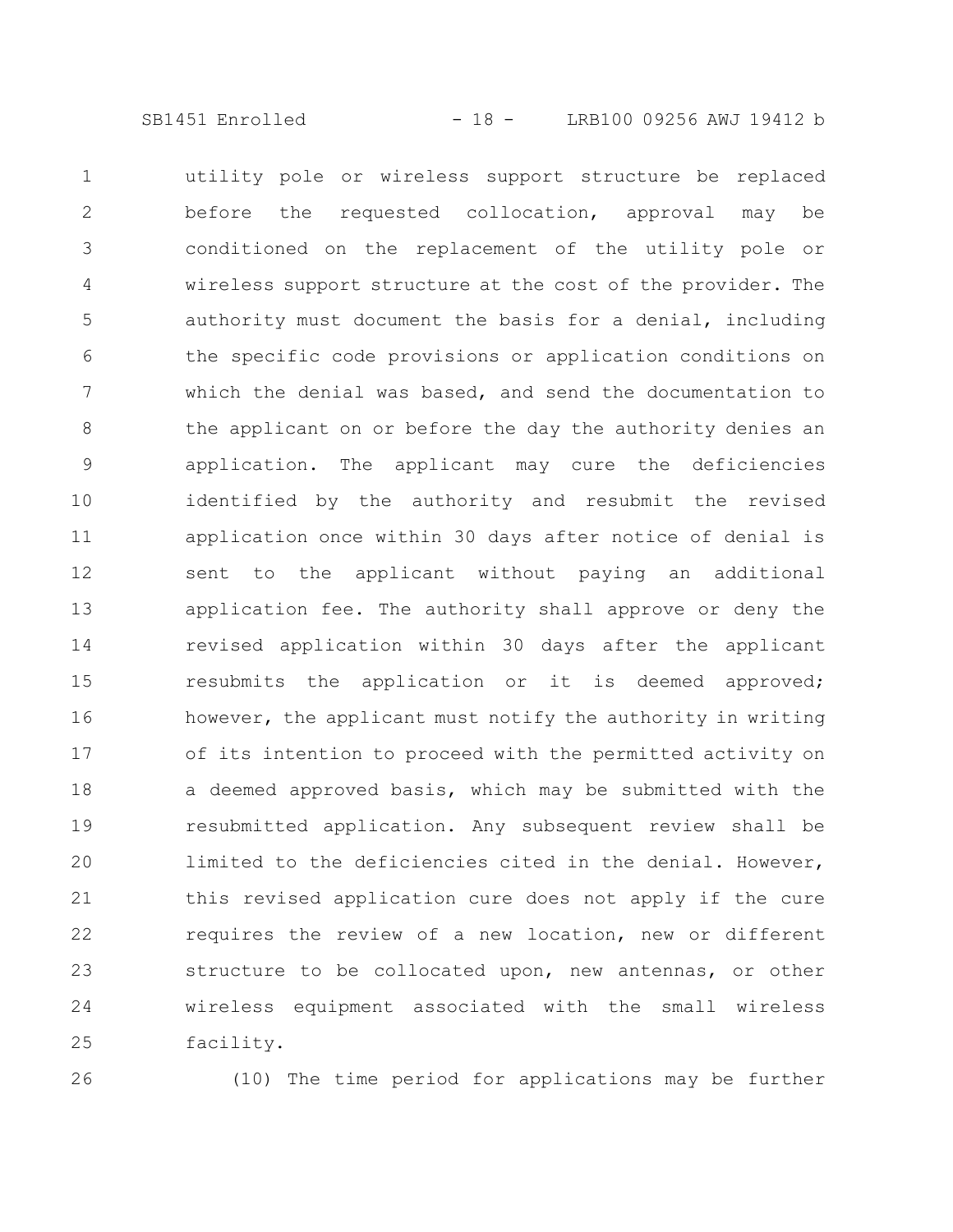utility pole or wireless support structure be replaced before the requested collocation, approval may be conditioned on the replacement of the utility pole or wireless support structure at the cost of the provider. The authority must document the basis for a denial, including the specific code provisions or application conditions on which the denial was based, and send the documentation to the applicant on or before the day the authority denies an application. The applicant may cure the deficiencies identified by the authority and resubmit the revised application once within 30 days after notice of denial is sent to the applicant without paying an additional application fee. The authority shall approve or deny the revised application within 30 days after the applicant resubmits the application or it is deemed approved; however, the applicant must notify the authority in writing of its intention to proceed with the permitted activity on a deemed approved basis, which may be submitted with the resubmitted application. Any subsequent review shall be limited to the deficiencies cited in the denial. However, this revised application cure does not apply if the cure requires the review of a new location, new or different structure to be collocated upon, new antennas, or other wireless equipment associated with the small wireless facility.

(10) The time period for applications may be further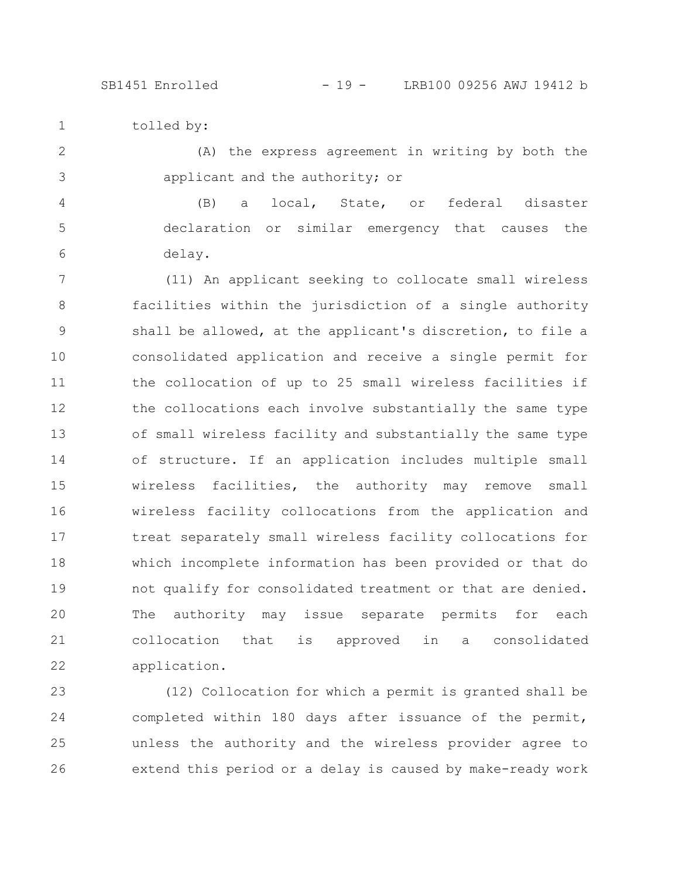tolled by:

(A) the express agreement in writing by both the applicant and the authority; or

(B) a local, State, or federal disaster declaration or similar emergency that causes the delay.

(11) An applicant seeking to collocate small wireless facilities within the jurisdiction of a single authority shall be allowed, at the applicant's discretion, to file a consolidated application and receive a single permit for the collocation of up to 25 small wireless facilities if the collocations each involve substantially the same type of small wireless facility and substantially the same type of structure. If an application includes multiple small wireless facilities, the authority may remove small wireless facility collocations from the application and treat separately small wireless facility collocations for which incomplete information has been provided or that do not qualify for consolidated treatment or that are denied. The authority may issue separate permits for each collocation that is approved in a consolidated application.

(12) Collocation for which a permit is granted shall be completed within 180 days after issuance of the permit, unless the authority and the wireless provider agree to extend this period or a delay is caused by make-ready work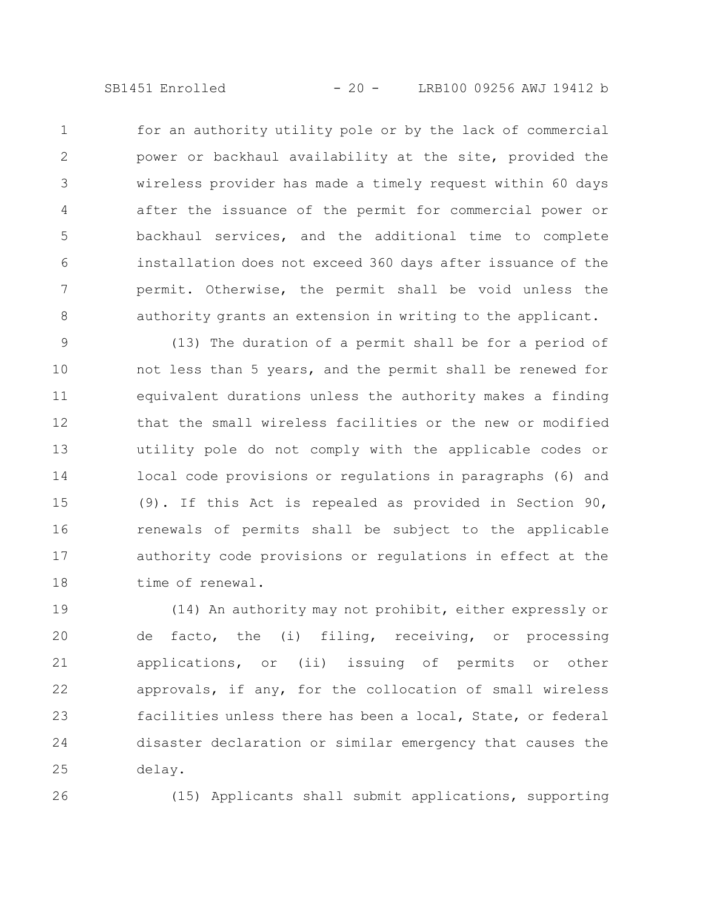for an authority utility pole or by the lack of commercial power or backhaul availability at the site, provided the wireless provider has made a timely request within 60 days after the issuance of the permit for commercial power or backhaul services, and the additional time to complete installation does not exceed 360 days after issuance of the permit. Otherwise, the permit shall be void unless the authority grants an extension in writing to the applicant.

(13) The duration of a permit shall be for a period of not less than 5 years, and the permit shall be renewed for equivalent durations unless the authority makes a finding that the small wireless facilities or the new or modified utility pole do not comply with the applicable codes or local code provisions or regulations in paragraphs (6) and (9). If this Act is repealed as provided in Section 90, renewals of permits shall be subject to the applicable authority code provisions or regulations in effect at the time of renewal.

(14) An authority may not prohibit, either expressly or de facto, the (i) filing, receiving, or processing applications, or (ii) issuing of permits or other approvals, if any, for the collocation of small wireless facilities unless there has been a local, State, or federal disaster declaration or similar emergency that causes the delay.

(15) Applicants shall submit applications, supporting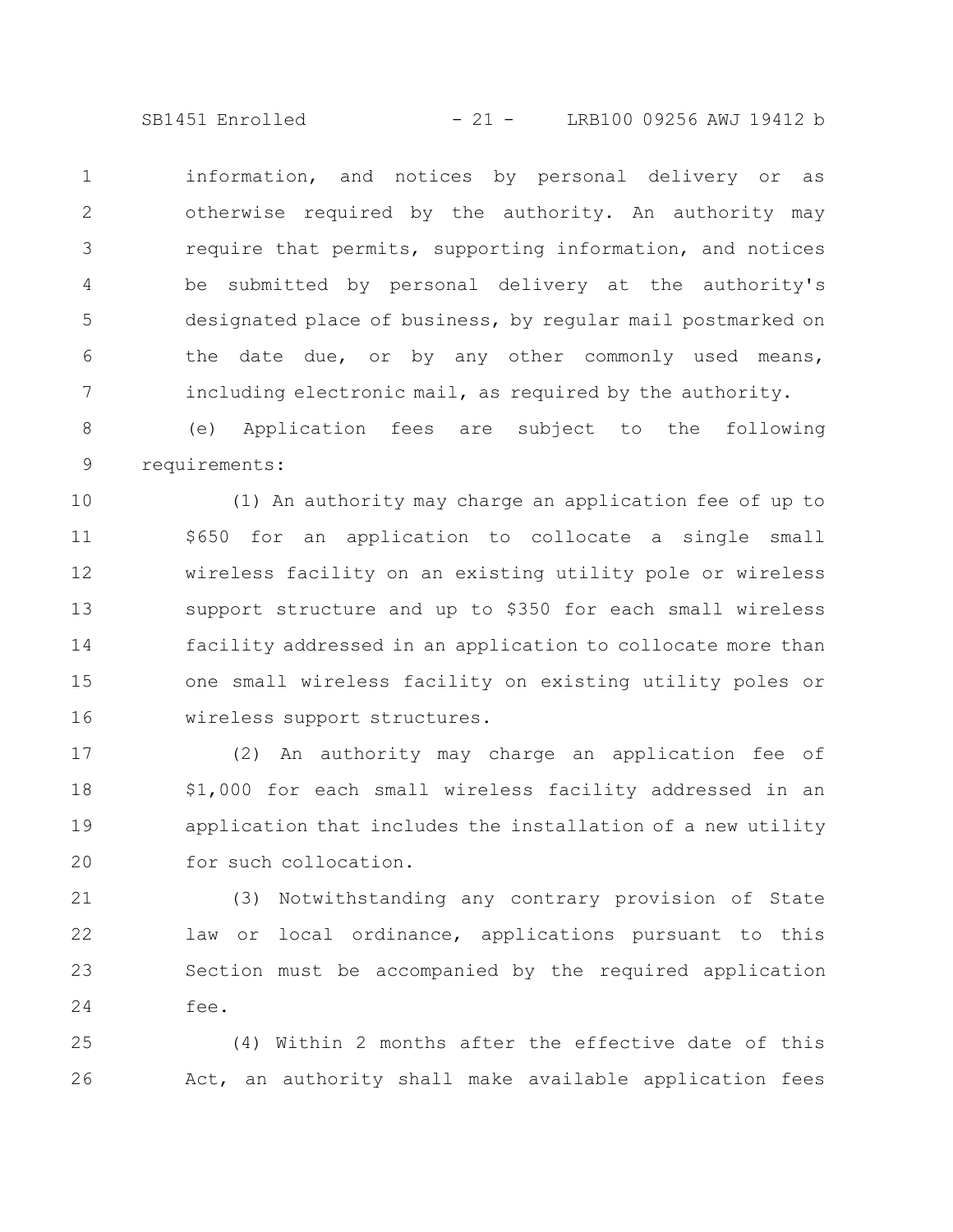information, and notices by personal delivery or as otherwise required by the authority. An authority may require that permits, supporting information, and notices be submitted by personal delivery at the authority's designated place of business, by regular mail postmarked on the date due, or by any other commonly used means, including electronic mail, as required by the authority.

(e) Application fees are subject to the following requirements:

(1) An authority may charge an application fee of up to $650 for an application to collocate a single small wireless facility on an existing utility pole or wireless support structure and up to $350 for each small wireless facility addressed in an application to collocate more than one small wireless facility on existing utility poles or wireless support structures.

(2) An authority may charge an application fee of $1,000 for each small wireless facility addressed in an application that includes the installation of a new utility for such collocation.

(3) Notwithstanding any contrary provision of State law or local ordinance, applications pursuant to this Section must be accompanied by the required application fee.

(4) Within 2 months after the effective date of this Act, an authority shall make available application fees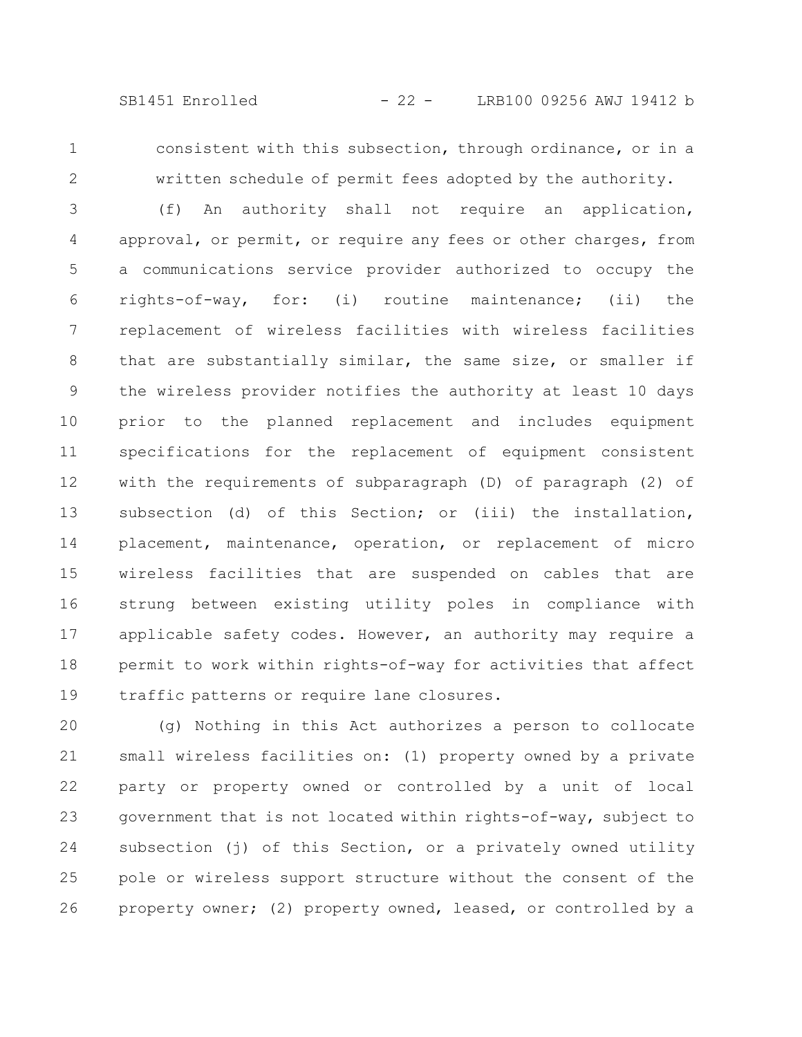consistent with this subsection, through ordinance, or in a written schedule of permit fees adopted by the authority.

(f) An authority shall not require an application, approval, or permit, or require any fees or other charges, from a communications service provider authorized to occupy the rights-of-way, for: (i) routine maintenance; (ii) the replacement of wireless facilities with wireless facilities that are substantially similar, the same size, or smaller if the wireless provider notifies the authority at least 10 days prior to the planned replacement and includes equipment specifications for the replacement of equipment consistent with the requirements of subparagraph (D) of paragraph (2) of subsection (d) of this Section; or (iii) the installation, placement, maintenance, operation, or replacement of micro wireless facilities that are suspended on cables that are strung between existing utility poles in compliance with applicable safety codes. However, an authority may require a permit to work within rights-of-way for activities that affect traffic patterns or require lane closures.

(g) Nothing in this Act authorizes a person to collocate small wireless facilities on: (1) property owned by a private party or property owned or controlled by a unit of local government that is not located within rights-of-way, subject to subsection (j) of this Section, or a privately owned utility pole or wireless support structure without the consent of the property owner; (2) property owned, leased, or controlled by a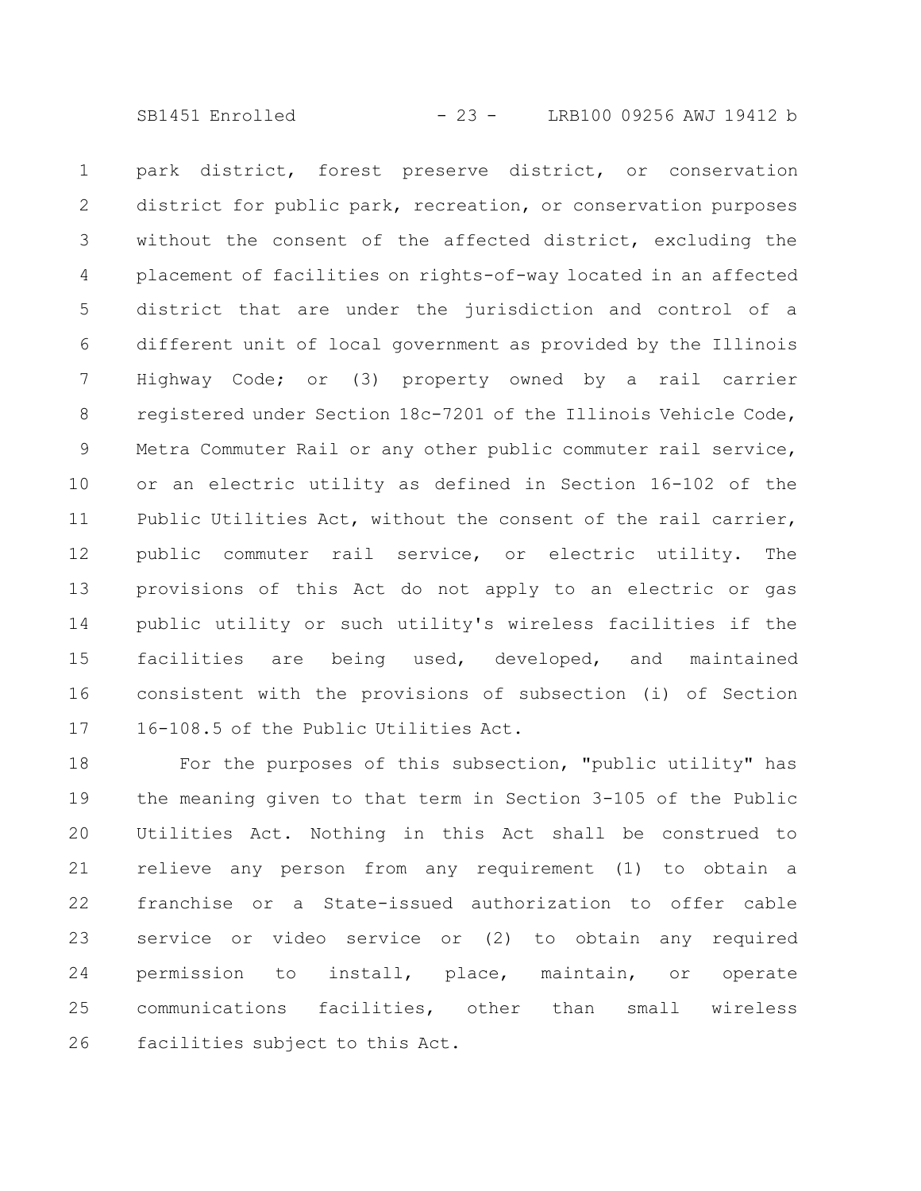park district, forest preserve district, or conservation district for public park, recreation, or conservation purposes without the consent of the affected district, excluding the placement of facilities on rights-of-way located in an affected district that are under the jurisdiction and control of a different unit of local government as provided by the Illinois Highway Code; or (3) property owned by a rail carrier registered under Section 18c-7201 of the Illinois Vehicle Code, Metra Commuter Rail or any other public commuter rail service, or an electric utility as defined in Section 16-102 of the Public Utilities Act, without the consent of the rail carrier, public commuter rail service, or electric utility. The provisions of this Act do not apply to an electric or gas public utility or such utility's wireless facilities if the facilities are being used, developed, and maintained consistent with the provisions of subsection (i) of Section 16-108.5 of the Public Utilities Act.

For the purposes of this subsection, "public utility" has the meaning given to that term in Section 3-105 of the Public Utilities Act. Nothing in this Act shall be construed to relieve any person from any requirement (1) to obtain a franchise or a State-issued authorization to offer cable service or video service or (2) to obtain any required permission to install, place, maintain, or operate communications facilities, other than small wireless facilities subject to this Act.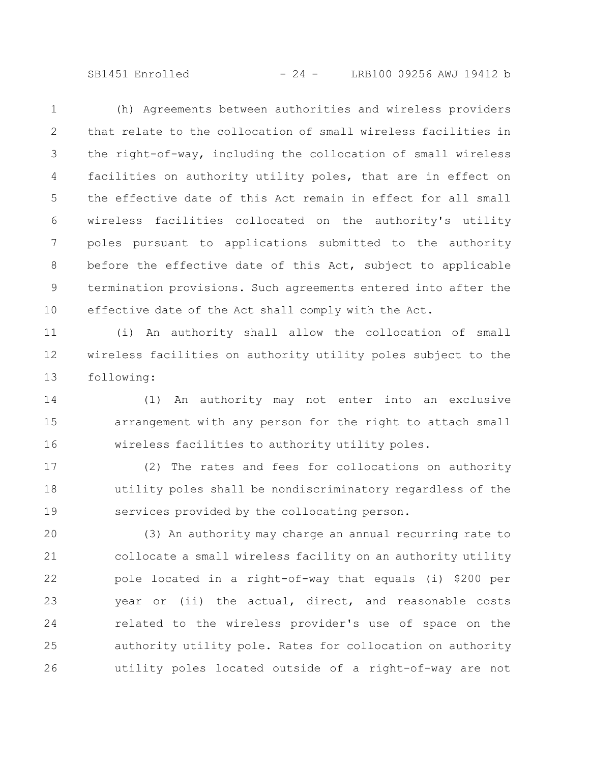(h) Agreements between authorities and wireless providers that relate to the collocation of small wireless facilities in the right-of-way, including the collocation of small wireless facilities on authority utility poles, that are in effect on the effective date of this Act remain in effect for all small wireless facilities collocated on the authority's utility poles pursuant to applications submitted to the authority before the effective date of this Act, subject to applicable termination provisions. Such agreements entered into after the effective date of the Act shall comply with the Act.

(i) An authority shall allow the collocation of small wireless facilities on authority utility poles subject to the following:

(1) An authority may not enter into an exclusive arrangement with any person for the right to attach small wireless facilities to authority utility poles.

(2) The rates and fees for collocations on authority utility poles shall be nondiscriminatory regardless of the services provided by the collocating person.

(3) An authority may charge an annual recurring rate to collocate a small wireless facility on an authority utility pole located in a right-of-way that equals (i) $200 per year or (ii) the actual, direct, and reasonable costs related to the wireless provider's use of space on the authority utility pole. Rates for collocation on authority utility poles located outside of a right-of-way are not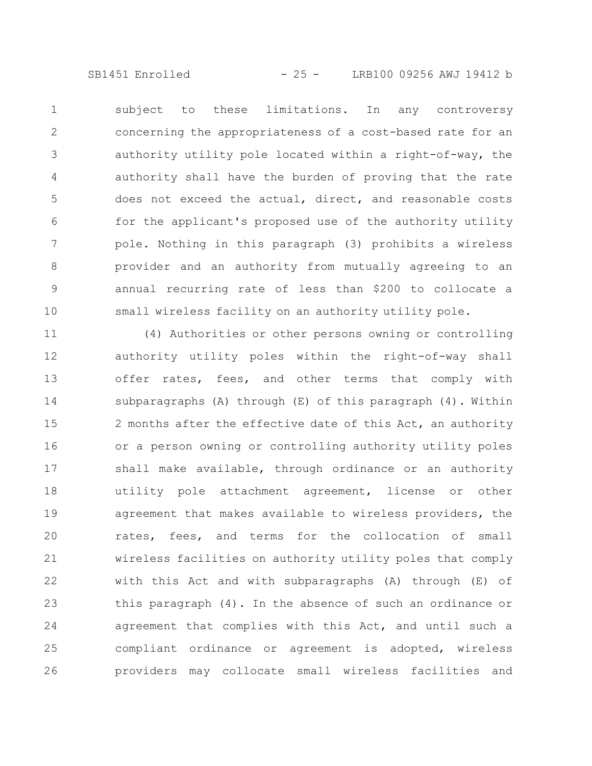subject to these limitations. In any controversy concerning the appropriateness of a cost-based rate for an authority utility pole located within a right-of-way, the authority shall have the burden of proving that the rate does not exceed the actual, direct, and reasonable costs for the applicant's proposed use of the authority utility pole. Nothing in this paragraph (3) prohibits a wireless provider and an authority from mutually agreeing to an annual recurring rate of less than $200 to collocate a small wireless facility on an authority utility pole.

(4) Authorities or other persons owning or controlling authority utility poles within the right-of-way shall offer rates, fees, and other terms that comply with subparagraphs (A) through (E) of this paragraph (4). Within 2 months after the effective date of this Act, an authority or a person owning or controlling authority utility poles shall make available, through ordinance or an authority utility pole attachment agreement, license or other agreement that makes available to wireless providers, the rates, fees, and terms for the collocation of small wireless facilities on authority utility poles that comply with this Act and with subparagraphs (A) through (E) of this paragraph (4). In the absence of such an ordinance or agreement that complies with this Act, and until such a compliant ordinance or agreement is adopted, wireless providers may collocate small wireless facilities and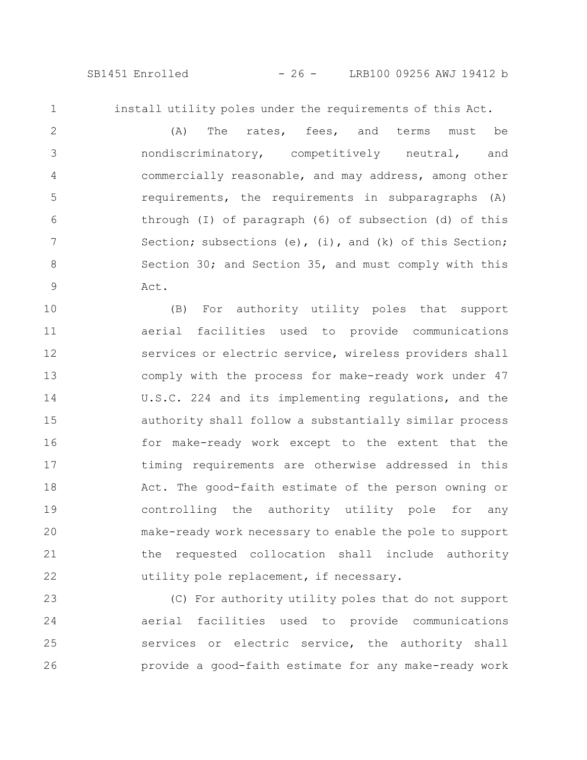install utility poles under the requirements of this Act.

(A) The rates, fees, and terms must be nondiscriminatory, competitively neutral, and commercially reasonable, and may address, among other requirements, the requirements in subparagraphs (A) through (I) of paragraph (6) of subsection (d) of this Section; subsections (e), (i), and (k) of this Section; Section 30; and Section 35, and must comply with this Act.

(B) For authority utility poles that support aerial facilities used to provide communications services or electric service, wireless providers shall comply with the process for make-ready work under 47 U.S.C. 224 and its implementing regulations, and the authority shall follow a substantially similar process for make-ready work except to the extent that the timing requirements are otherwise addressed in this Act. The good-faith estimate of the person owning or controlling the authority utility pole for any make-ready work necessary to enable the pole to support the requested collocation shall include authority utility pole replacement, if necessary.

(C) For authority utility poles that do not support aerial facilities used to provide communications services or electric service, the authority shall provide a good-faith estimate for any make-ready work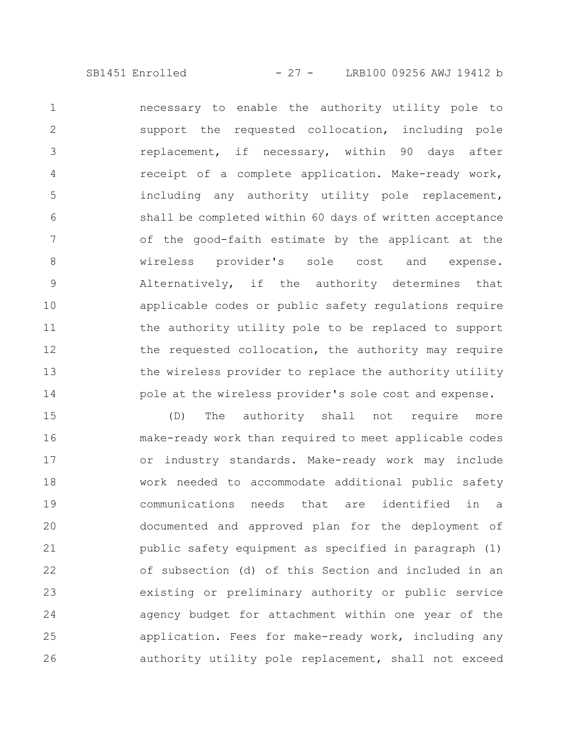necessary to enable the authority utility pole to support the requested collocation, including pole replacement, if necessary, within 90 days after receipt of a complete application. Make-ready work, including any authority utility pole replacement, shall be completed within 60 days of written acceptance of the good-faith estimate by the applicant at the wireless provider's sole cost and expense. Alternatively, if the authority determines that applicable codes or public safety regulations require the authority utility pole to be replaced to support the requested collocation, the authority may require the wireless provider to replace the authority utility pole at the wireless provider's sole cost and expense.

(D) The authority shall not require more make-ready work than required to meet applicable codes or industry standards. Make-ready work may include work needed to accommodate additional public safety communications needs that are identified in a documented and approved plan for the deployment of public safety equipment as specified in paragraph (1) of subsection (d) of this Section and included in an existing or preliminary authority or public service agency budget for attachment within one year of the application. Fees for make-ready work, including any authority utility pole replacement, shall not exceed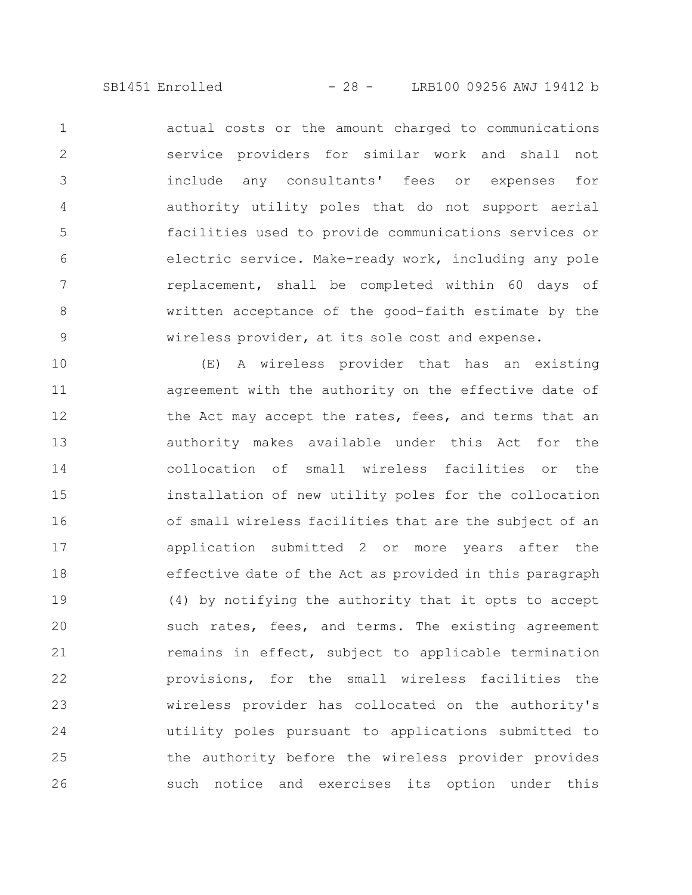actual costs or the amount charged to communications service providers for similar work and shall not include any consultants' fees or expenses for authority utility poles that do not support aerial facilities used to provide communications services or electric service. Make-ready work, including any pole replacement, shall be completed within 60 days of written acceptance of the good-faith estimate by the wireless provider, at its sole cost and expense.

(E) A wireless provider that has an existing agreement with the authority on the effective date of the Act may accept the rates, fees, and terms that an authority makes available under this Act for the collocation of small wireless facilities or the installation of new utility poles for the collocation of small wireless facilities that are the subject of an application submitted 2 or more years after the effective date of the Act as provided in this paragraph (4) by notifying the authority that it opts to accept such rates, fees, and terms. The existing agreement remains in effect, subject to applicable termination provisions, for the small wireless facilities the wireless provider has collocated on the authority's utility poles pursuant to applications submitted to the authority before the wireless provider provides such notice and exercises its option under this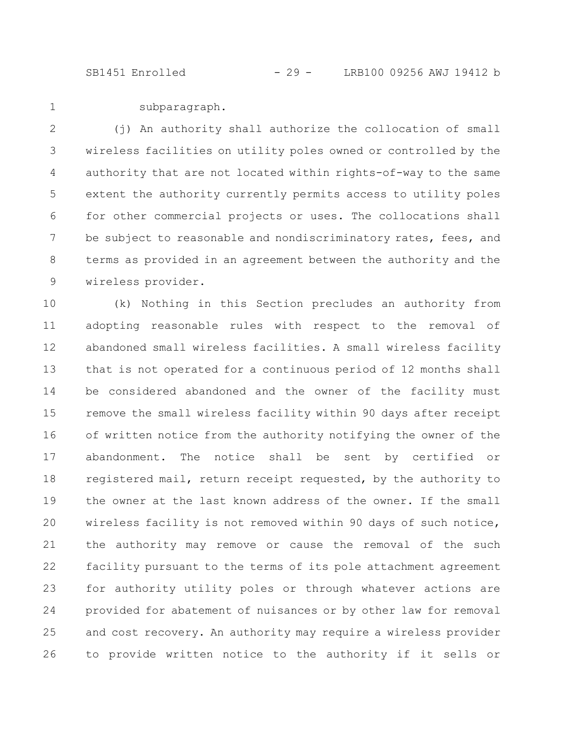subparagraph.

(j) An authority shall authorize the collocation of small wireless facilities on utility poles owned or controlled by the authority that are not located within rights-of-way to the same extent the authority currently permits access to utility poles for other commercial projects or uses. The collocations shall be subject to reasonable and nondiscriminatory rates, fees, and terms as provided in an agreement between the authority and the wireless provider.

(k) Nothing in this Section precludes an authority from adopting reasonable rules with respect to the removal of abandoned small wireless facilities. A small wireless facility that is not operated for a continuous period of 12 months shall be considered abandoned and the owner of the facility must remove the small wireless facility within 90 days after receipt of written notice from the authority notifying the owner of the abandonment. The notice shall be sent by certified or registered mail, return receipt requested, by the authority to the owner at the last known address of the owner. If the small wireless facility is not removed within 90 days of such notice, the authority may remove or cause the removal of the such facility pursuant to the terms of its pole attachment agreement for authority utility poles or through whatever actions are provided for abatement of nuisances or by other law for removal and cost recovery. An authority may require a wireless provider to provide written notice to the authority if it sells or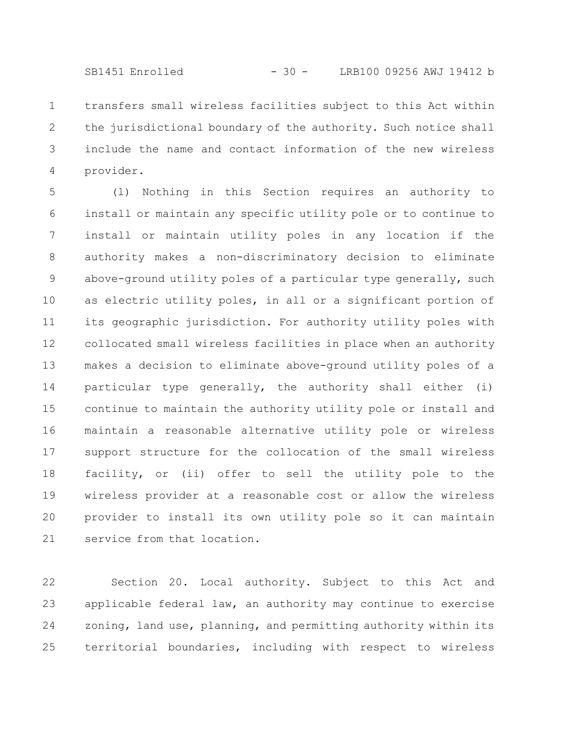transfers small wireless facilities subject to this Act within the jurisdictional boundary of the authority. Such notice shall include the name and contact information of the new wireless provider.

(l) Nothing in this Section requires an authority to install or maintain any specific utility pole or to continue to install or maintain utility poles in any location if the authority makes a non-discriminatory decision to eliminate above-ground utility poles of a particular type generally, such as electric utility poles, in all or a significant portion of its geographic jurisdiction. For authority utility poles with collocated small wireless facilities in place when an authority makes a decision to eliminate above-ground utility poles of a particular type generally, the authority shall either (i) continue to maintain the authority utility pole or install and maintain a reasonable alternative utility pole or wireless support structure for the collocation of the small wireless facility, or (ii) offer to sell the utility pole to the wireless provider at a reasonable cost or allow the wireless provider to install its own utility pole so it can maintain service from that location.

Section 20. Local authority. Subject to this Act and applicable federal law, an authority may continue to exercise zoning, land use, planning, and permitting authority within its territorial boundaries, including with respect to wireless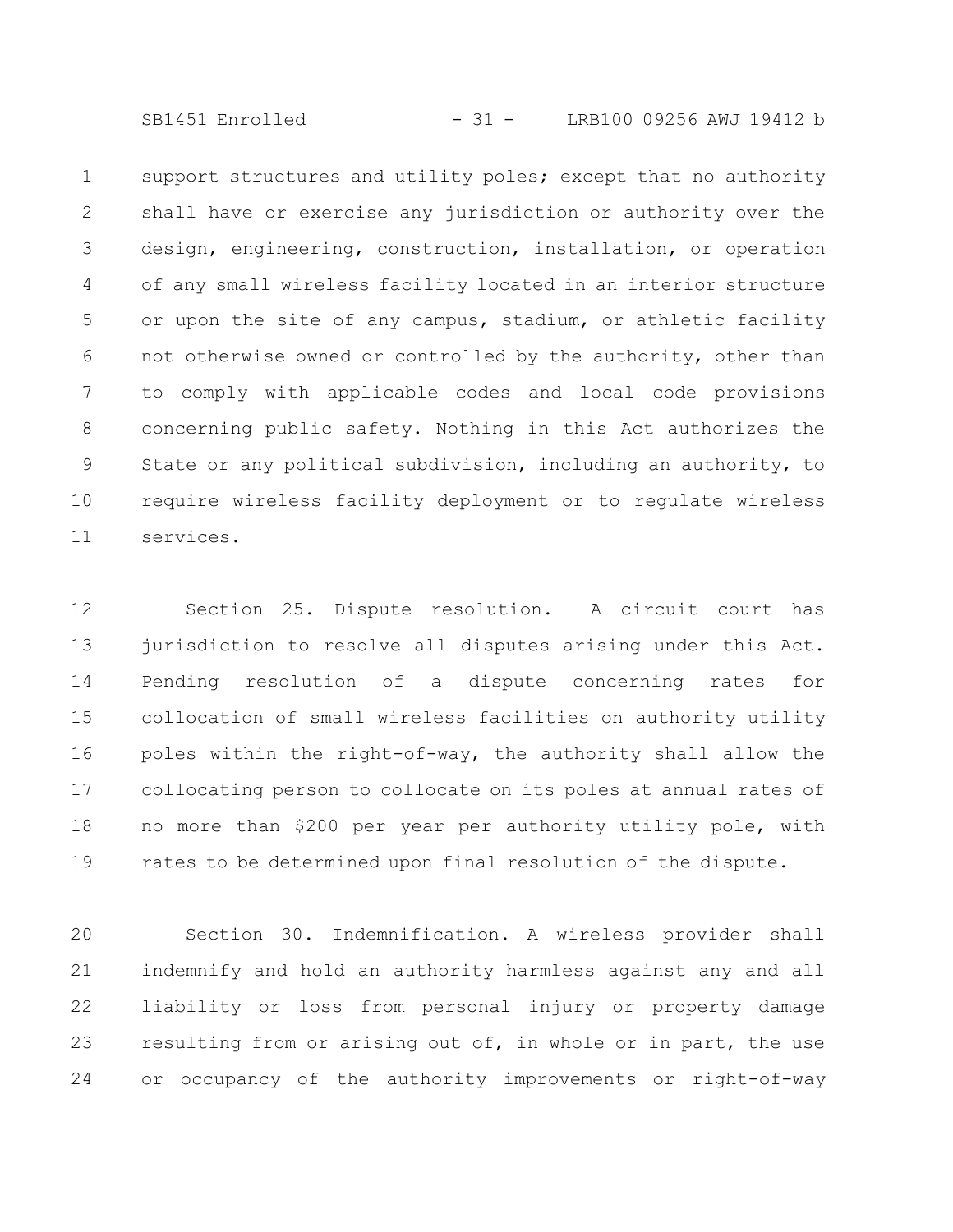support structures and utility poles; except that no authority shall have or exercise any jurisdiction or authority over the design, engineering, construction, installation, or operation of any small wireless facility located in an interior structure or upon the site of any campus, stadium, or athletic facility not otherwise owned or controlled by the authority, other than to comply with applicable codes and local code provisions concerning public safety. Nothing in this Act authorizes the State or any political subdivision, including an authority, to require wireless facility deployment or to regulate wireless services.

Section 25. Dispute resolution. A circuit court has jurisdiction to resolve all disputes arising under this Act. Pending resolution of a dispute concerning rates for collocation of small wireless facilities on authority utility poles within the right-of-way, the authority shall allow the collocating person to collocate on its poles at annual rates of no more than $200 per year per authority utility pole, with rates to be determined upon final resolution of the dispute.

Section 30. Indemnification. A wireless provider shall indemnify and hold an authority harmless against any and all liability or loss from personal injury or property damage resulting from or arising out of, in whole or in part, the use or occupancy of the authority improvements or right-of-way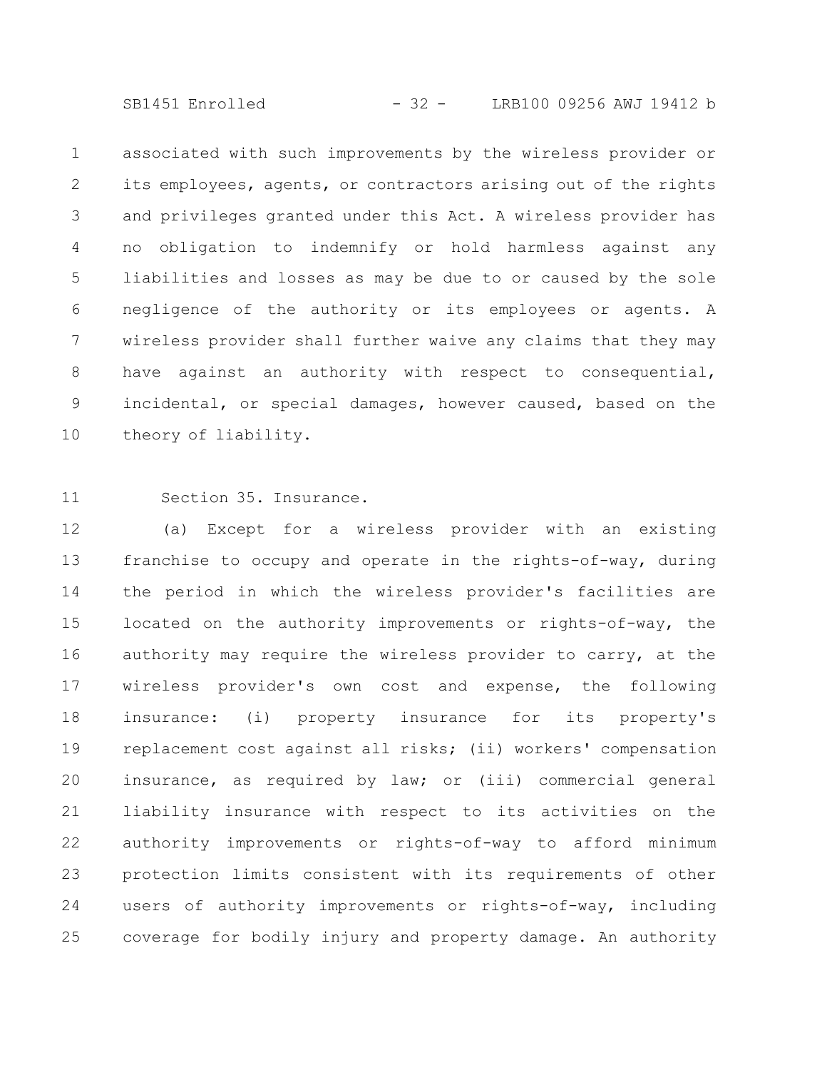associated with such improvements by the wireless provider or its employees, agents, or contractors arising out of the rights and privileges granted under this Act. A wireless provider has no obligation to indemnify or hold harmless against any liabilities and losses as may be due to or caused by the sole negligence of the authority or its employees or agents. A wireless provider shall further waive any claims that they may have against an authority with respect to consequential, incidental, or special damages, however caused, based on the theory of liability.

Section 35. Insurance.

(a) Except for a wireless provider with an existing franchise to occupy and operate in the rights-of-way, during the period in which the wireless provider's facilities are located on the authority improvements or rights-of-way, the authority may require the wireless provider to carry, at the wireless provider's own cost and expense, the following insurance: (i) property insurance for its property's replacement cost against all risks; (ii) workers' compensation insurance, as required by law; or (iii) commercial general liability insurance with respect to its activities on the authority improvements or rights-of-way to afford minimum protection limits consistent with its requirements of other users of authority improvements or rights-of-way, including coverage for bodily injury and property damage. An authority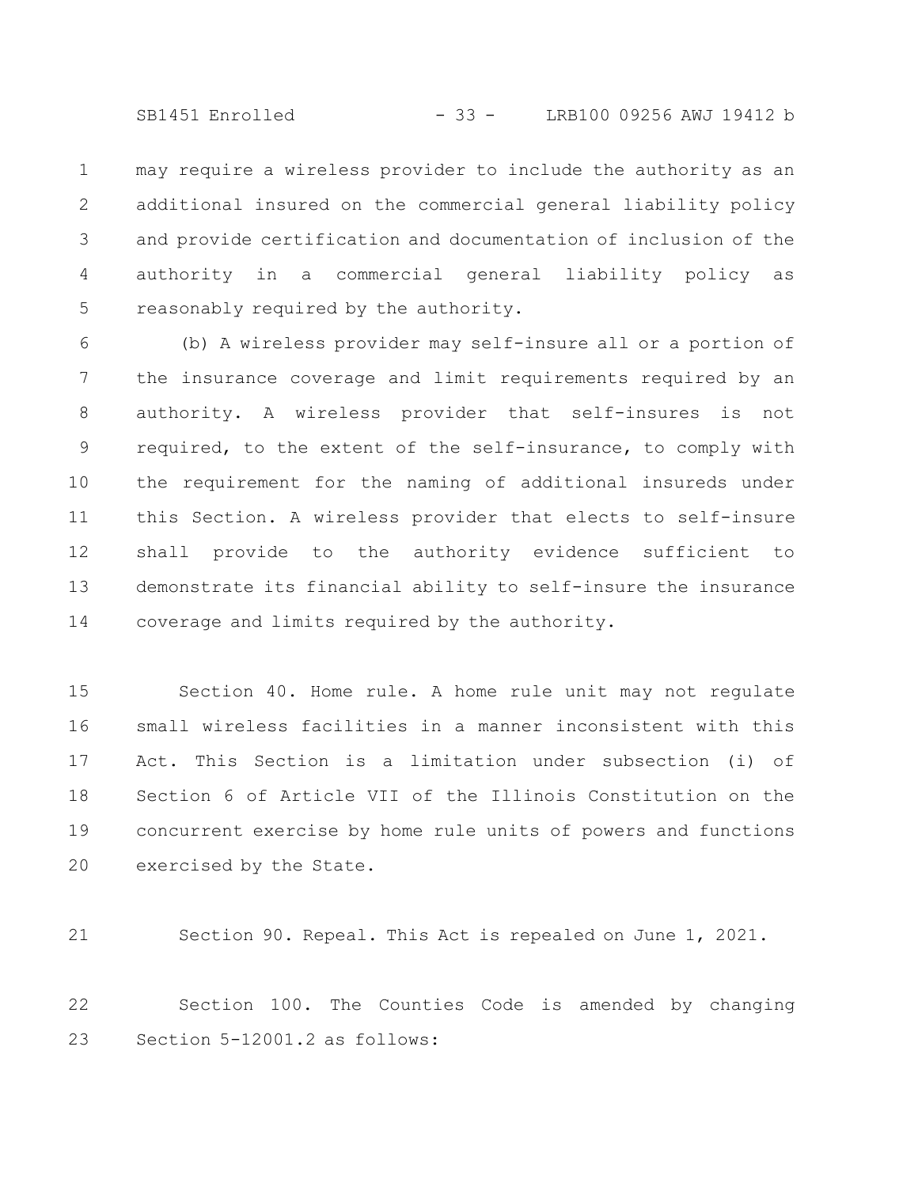may require a wireless provider to include the authority as an additional insured on the commercial general liability policy and provide certification and documentation of inclusion of the authority in a commercial general liability policy as reasonably required by the authority.

(b) A wireless provider may self-insure all or a portion of the insurance coverage and limit requirements required by an authority. A wireless provider that self-insures is not required, to the extent of the self-insurance, to comply with the requirement for the naming of additional insureds under this Section. A wireless provider that elects to self-insure shall provide to the authority evidence sufficient to demonstrate its financial ability to self-insure the insurance coverage and limits required by the authority.

Section 40. Home rule. A home rule unit may not regulate small wireless facilities in a manner inconsistent with this Act. This Section is a limitation under subsection (i) of Section 6 of Article VII of the Illinois Constitution on the concurrent exercise by home rule units of powers and functions exercised by the State.

Section 90. Repeal. This Act is repealed on June 1, 2021.

Section 100. The Counties Code is amended by changing Section 5-12001.2 as follows: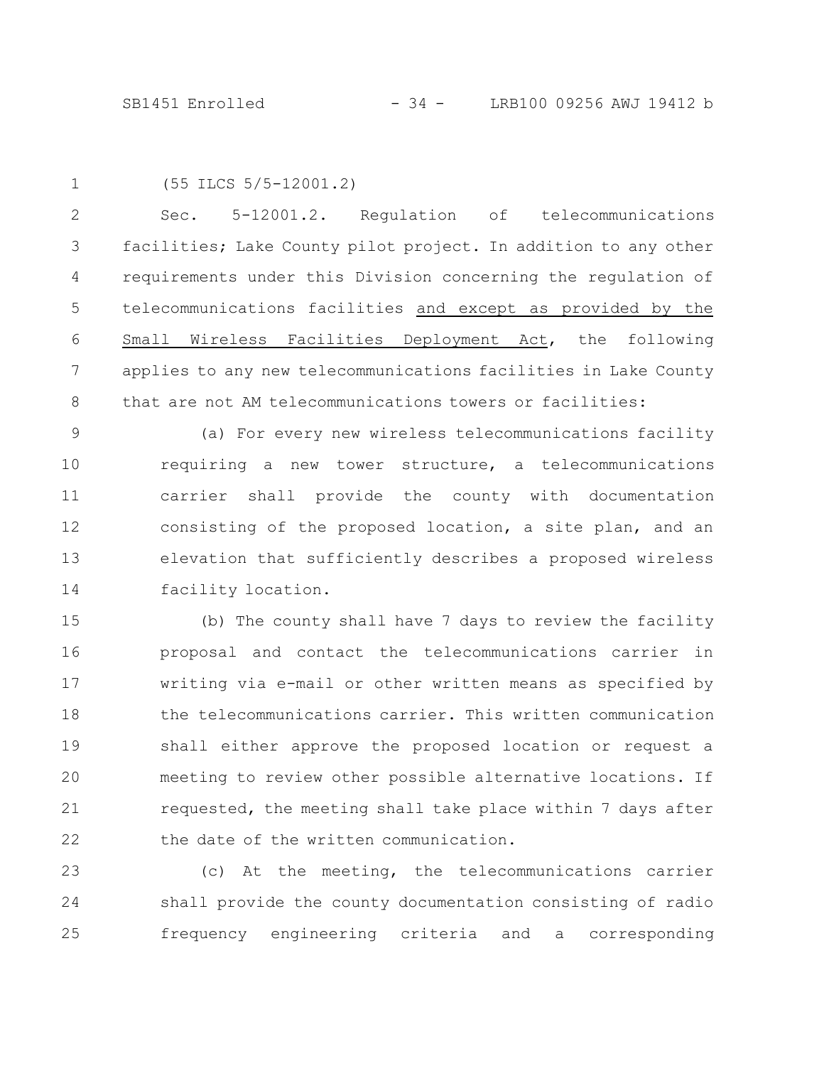(55 ILCS 5/5-12001.2)

Sec. 5-12001.2. Regulation of telecommunications facilities; Lake County pilot project. In addition to any other requirements under this Division concerning the regulation of telecommunications facilities <u>and except as provided by the Small Wireless Facilities Deployment Act</u>, the following applies to any new telecommunications facilities in Lake County that are not AM telecommunications towers or facilities:

(a) For every new wireless telecommunications facility requiring a new tower structure, a telecommunications carrier shall provide the county with documentation consisting of the proposed location, a site plan, and an elevation that sufficiently describes a proposed wireless facility location.

(b) The county shall have 7 days to review the facility proposal and contact the telecommunications carrier in writing via e-mail or other written means as specified by the telecommunications carrier. This written communication shall either approve the proposed location or request a meeting to review other possible alternative locations. If requested, the meeting shall take place within 7 days after the date of the written communication.

(c) At the meeting, the telecommunications carrier shall provide the county documentation consisting of radio frequency engineering criteria and a corresponding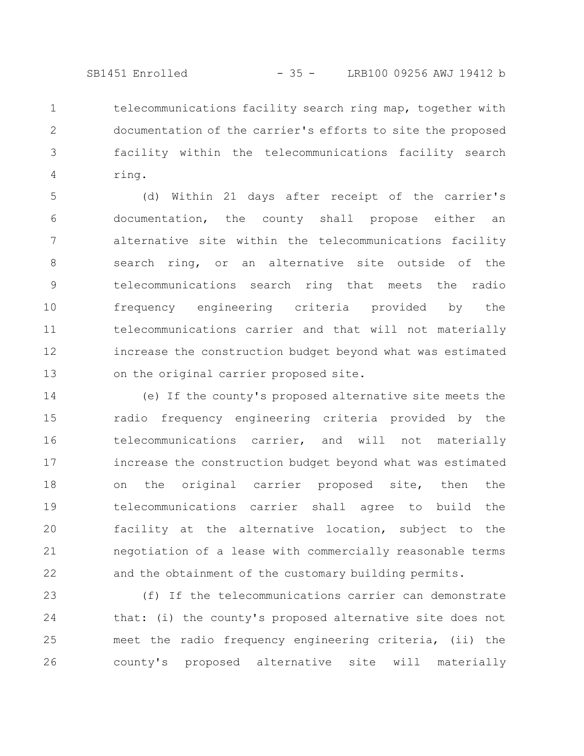telecommunications facility search ring map, together with documentation of the carrier's efforts to site the proposed facility within the telecommunications facility search ring.

(d) Within 21 days after receipt of the carrier's documentation, the county shall propose either an alternative site within the telecommunications facility search ring, or an alternative site outside of the telecommunications search ring that meets the radio frequency engineering criteria provided by the telecommunications carrier and that will not materially increase the construction budget beyond what was estimated on the original carrier proposed site.

(e) If the county's proposed alternative site meets the radio frequency engineering criteria provided by the telecommunications carrier, and will not materially increase the construction budget beyond what was estimated on the original carrier proposed site, then the telecommunications carrier shall agree to build the facility at the alternative location, subject to the negotiation of a lease with commercially reasonable terms and the obtainment of the customary building permits.

(f) If the telecommunications carrier can demonstrate that: (i) the county's proposed alternative site does not meet the radio frequency engineering criteria, (ii) the county's proposed alternative site will materially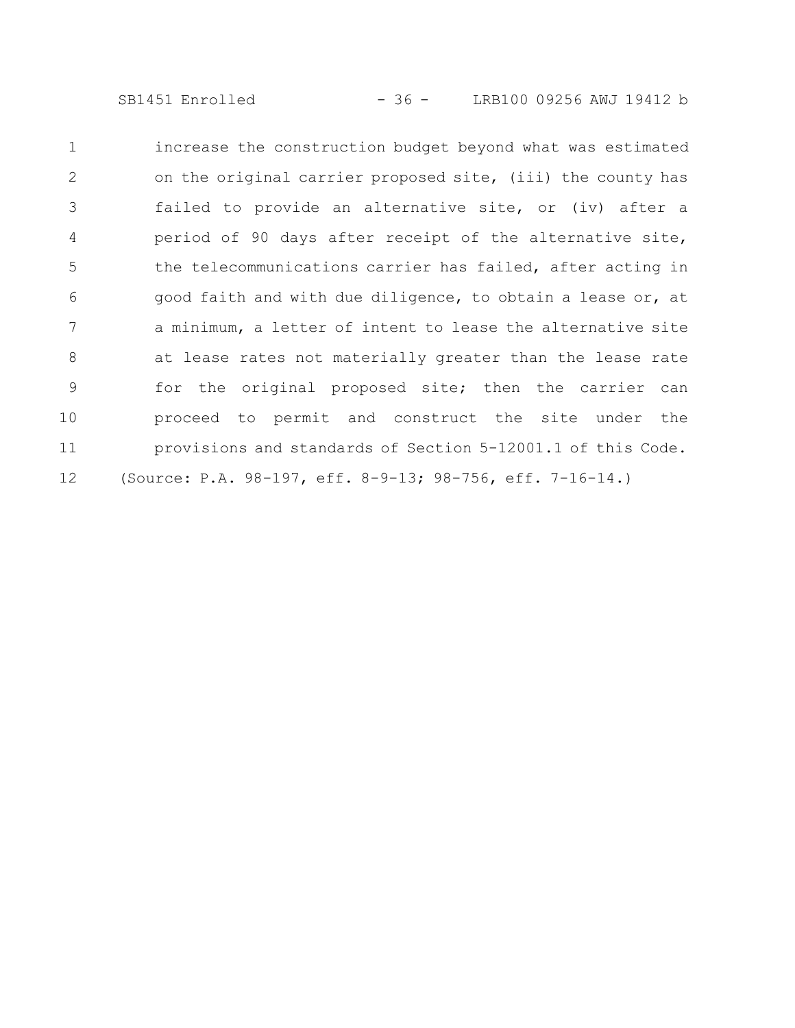increase the construction budget beyond what was estimated on the original carrier proposed site, (iii) the county has failed to provide an alternative site, or (iv) after a period of 90 days after receipt of the alternative site, the telecommunications carrier has failed, after acting in good faith and with due diligence, to obtain a lease or, at a minimum, a letter of intent to lease the alternative site at lease rates not materially greater than the lease rate for the original proposed site; then the carrier can proceed to permit and construct the site under the provisions and standards of Section 5-12001.1 of this Code.

(Source: P.A. 98-197, eff. 8-9-13; 98-756, eff. 7-16-14.)